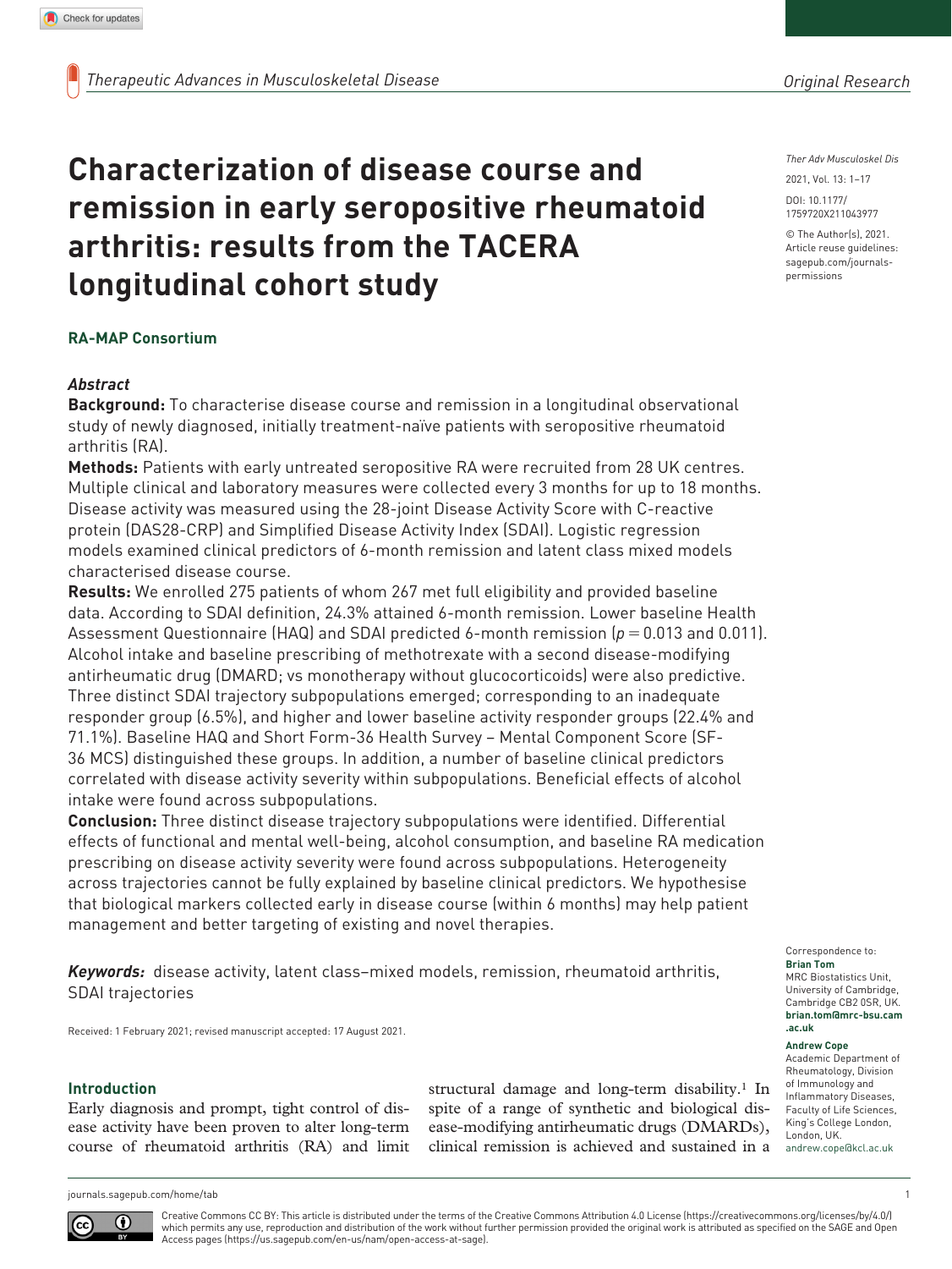# Characterization of disease course and remission in early seropositive rheumatoid arthritis: results from the TACERA longitudinal cohort study

**RA-MAP Consortium**

## *Abstract*

**Background:** To characterise disease course and remission in a longitudinal observational study of newly diagnosed, initially treatment-naïve patients with seropositive rheumatoid arthritis (RA).

**Methods:** Patients with early untreated seropositive RA were recruited from 28 UK centres. Multiple clinical and laboratory measures were collected every 3 months for up to 18 months. Disease activity was measured using the 28-joint Disease Activity Score with C-reactive protein (DAS28-CRP) and Simplified Disease Activity Index (SDAI). Logistic regression models examined clinical predictors of 6-month remission and latent class mixed models characterised disease course.

**Results:** We enrolled 275 patients of whom 267 met full eligibility and provided baseline data. According to SDAI definition, 24.3% attained 6-month remission. Lower baseline Health Assessment Questionnaire (HAQ) and SDAI predicted 6-month remission ($p = 0.013$ and 0.011). Alcohol intake and baseline prescribing of methotrexate with a second disease-modifying antirheumatic drug (DMARD; vs monotherapy without glucocorticoids) were also predictive. Three distinct SDAI trajectory subpopulations emerged; corresponding to an inadequate responder group (6.5%), and higher and lower baseline activity responder groups (22.4% and 71.1%). Baseline HAQ and Short Form-36 Health Survey – Mental Component Score (SF-36 MCS) distinguished these groups. In addition, a number of baseline clinical predictors correlated with disease activity severity within subpopulations. Beneficial effects of alcohol intake were found across subpopulations.

**Conclusion:** Three distinct disease trajectory subpopulations were identified. Differential effects of functional and mental well-being, alcohol consumption, and baseline RA medication prescribing on disease activity severity were found across subpopulations. Heterogeneity across trajectories cannot be fully explained by baseline clinical predictors. We hypothesise that biological markers collected early in disease course (within 6 months) may help patient management and better targeting of existing and novel therapies.

***Keywords:*** disease activity, latent class–mixed models, remission, rheumatoid arthritis, SDAI trajectories

Received: 1 February 2021; revised manuscript accepted: 17 August 2021.

Correspondence to:
**Brian Tom**
MRC Biostatistics Unit, University of Cambridge, Cambridge CB2 0SR, UK.
**brian.tom@mrc-bsu.cam.ac.uk**

**Andrew Cope**
Academic Department of Rheumatology, Division of Immunology and Inflammatory Diseases, Faculty of Life Sciences, King's College London, London, UK.
andrew.cope@kcl.ac.uk

## Introduction

Early diagnosis and prompt, tight control of disease activity have been proven to alter long-term course of rheumatoid arthritis (RA) and limit structural damage and long-term disability.[1] In spite of a range of synthetic and biological disease-modifying antirheumatic drugs (DMARDs), clinical remission is achieved and sustained in a

Creative Commons CC BY: This article is distributed under the terms of the Creative Commons Attribution 4.0 License (https://creativecommons.org/licenses/by/4.0/) which permits any use, reproduction and distribution of the work without further permission provided the original work is attributed as specified on the SAGE and Open Access pages (https://us.sagepub.com/en-us/nam/open-access-at-sage).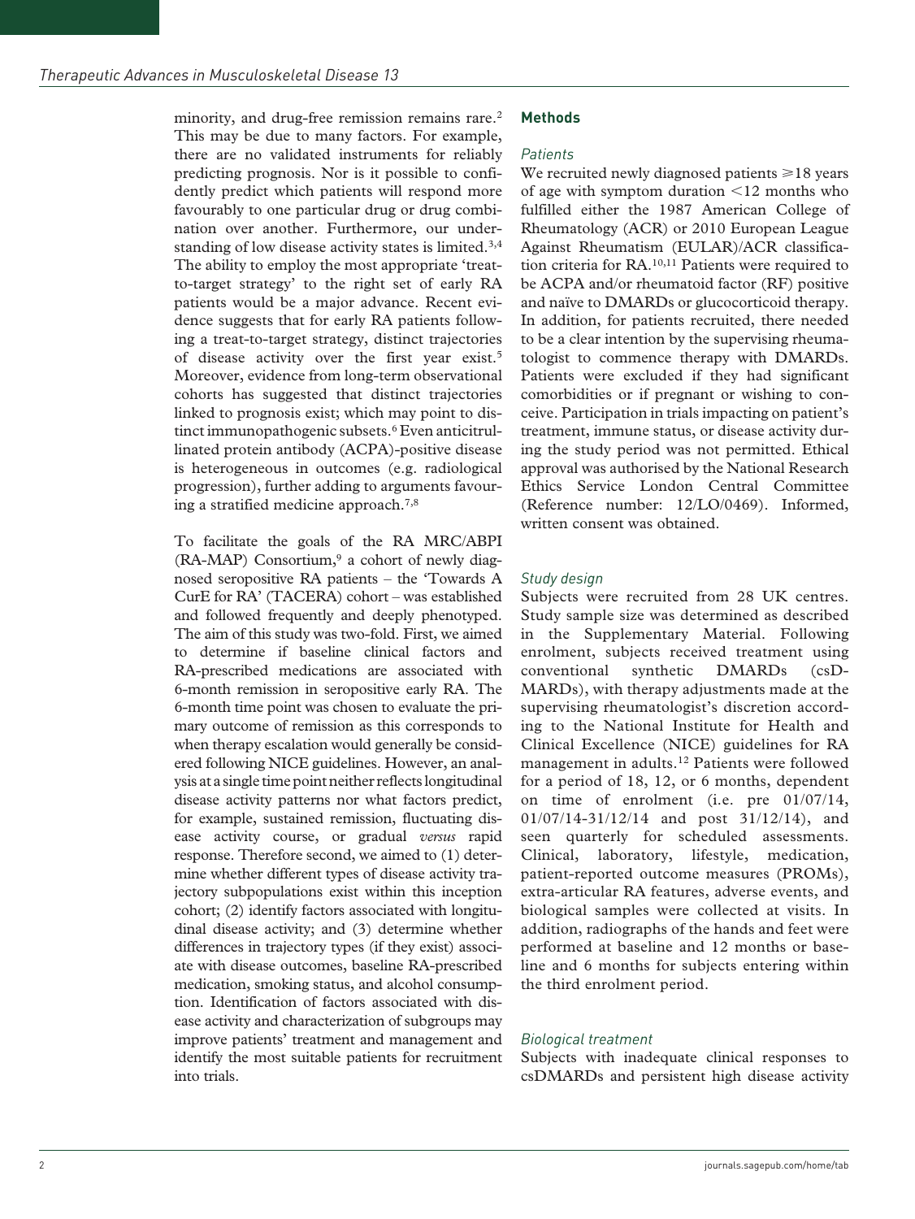minority, and drug-free remission remains rare.[2] This may be due to many factors. For example, there are no validated instruments for reliably predicting prognosis. Nor is it possible to confidently predict which patients will respond more favourably to one particular drug or drug combination over another. Furthermore, our understanding of low disease activity states is limited.[3,4] The ability to employ the most appropriate 'treat-to-target strategy' to the right set of early RA patients would be a major advance. Recent evidence suggests that for early RA patients following a treat-to-target strategy, distinct trajectories of disease activity over the first year exist.[5] Moreover, evidence from long-term observational cohorts has suggested that distinct trajectories linked to prognosis exist; which may point to distinct immunopathogenic subsets.[6] Even anticitrullinated protein antibody (ACPA)-positive disease is heterogeneous in outcomes (e.g. radiological progression), further adding to arguments favouring a stratified medicine approach.[7,8]

To facilitate the goals of the RA MRC/ABPI (RA-MAP) Consortium,[9] a cohort of newly diagnosed seropositive RA patients – the 'Towards A CurE for RA' (TACERA) cohort – was established and followed frequently and deeply phenotyped. The aim of this study was two-fold. First, we aimed to determine if baseline clinical factors and RA-prescribed medications are associated with 6-month remission in seropositive early RA. The 6-month time point was chosen to evaluate the primary outcome of remission as this corresponds to when therapy escalation would generally be considered following NICE guidelines. However, an analysis at a single time point neither reflects longitudinal disease activity patterns nor what factors predict, for example, sustained remission, fluctuating disease activity course, or gradual *versus* rapid response. Therefore second, we aimed to (1) determine whether different types of disease activity trajectory subpopulations exist within this inception cohort; (2) identify factors associated with longitudinal disease activity; and (3) determine whether differences in trajectory types (if they exist) associate with disease outcomes, baseline RA-prescribed medication, smoking status, and alcohol consumption. Identification of factors associated with disease activity and characterization of subgroups may improve patients' treatment and management and identify the most suitable patients for recruitment into trials.

## Methods

### Patients

We recruited newly diagnosed patients ⩾18 years of age with symptom duration <12 months who fulfilled either the 1987 American College of Rheumatology (ACR) or 2010 European League Against Rheumatism (EULAR)/ACR classification criteria for RA.[10,11] Patients were required to be ACPA and/or rheumatoid factor (RF) positive and naïve to DMARDs or glucocorticoid therapy. In addition, for patients recruited, there needed to be a clear intention by the supervising rheumatologist to commence therapy with DMARDs. Patients were excluded if they had significant comorbidities or if pregnant or wishing to conceive. Participation in trials impacting on patient's treatment, immune status, or disease activity during the study period was not permitted. Ethical approval was authorised by the National Research Ethics Service London Central Committee (Reference number: 12/LO/0469). Informed, written consent was obtained.

### Study design

Subjects were recruited from 28 UK centres. Study sample size was determined as described in the Supplementary Material. Following enrolment, subjects received treatment using conventional synthetic DMARDs (csDMARDs), with therapy adjustments made at the supervising rheumatologist's discretion according to the National Institute for Health and Clinical Excellence (NICE) guidelines for RA management in adults.[12] Patients were followed for a period of 18, 12, or 6 months, dependent on time of enrolment (i.e. pre 01/07/14, 01/07/14-31/12/14 and post 31/12/14), and seen quarterly for scheduled assessments. Clinical, laboratory, lifestyle, medication, patient-reported outcome measures (PROMs), extra-articular RA features, adverse events, and biological samples were collected at visits. In addition, radiographs of the hands and feet were performed at baseline and 12 months or baseline and 6 months for subjects entering within the third enrolment period.

### Biological treatment

Subjects with inadequate clinical responses to csDMARDs and persistent high disease activity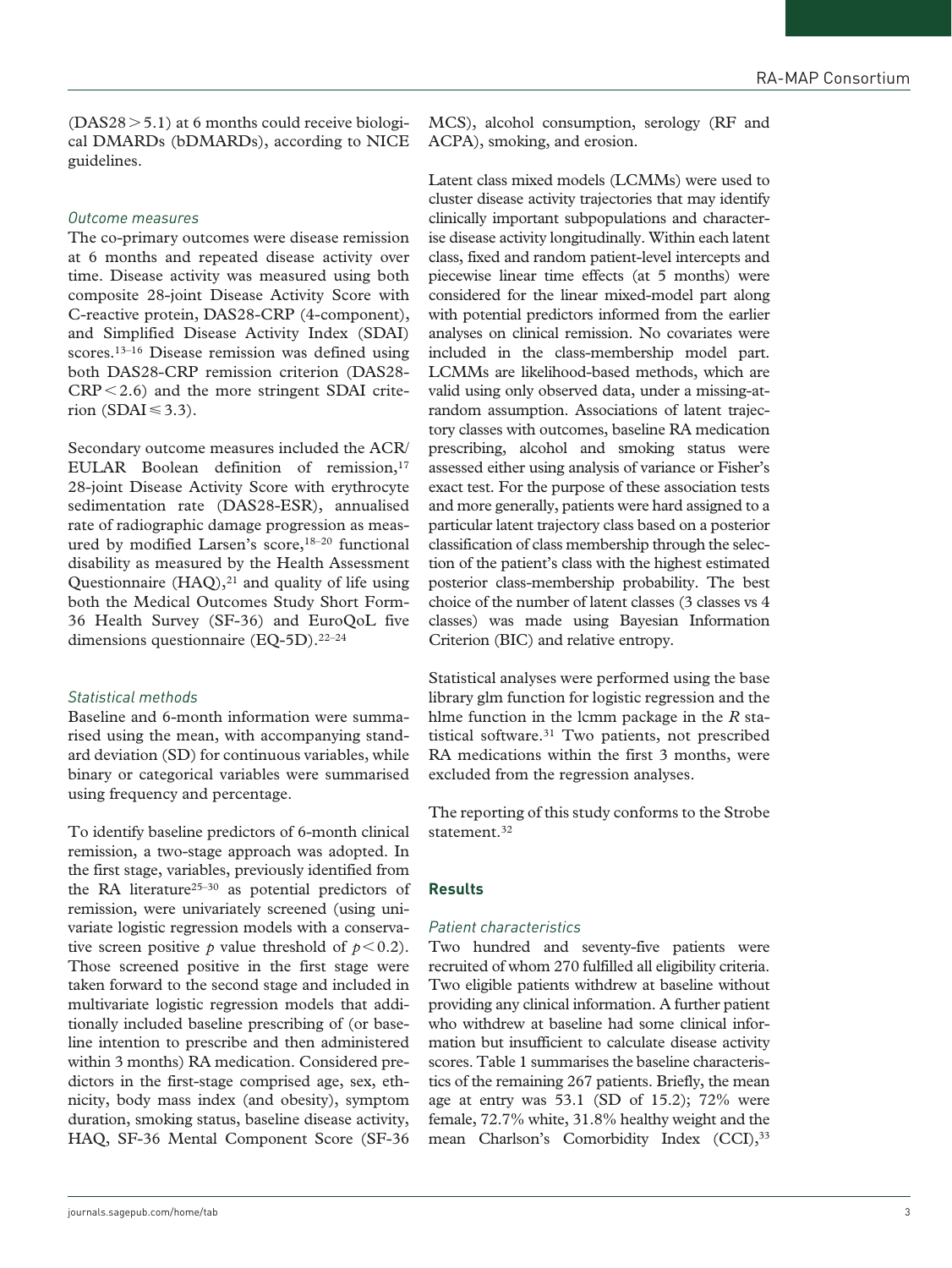(DAS28 > 5.1) at 6 months could receive biological DMARDs (bDMARDs), according to NICE guidelines.

### *Outcome measures*

The co-primary outcomes were disease remission at 6 months and repeated disease activity over time. Disease activity was measured using both composite 28-joint Disease Activity Score with C-reactive protein, DAS28-CRP (4-component), and Simplified Disease Activity Index (SDAI) scores.[13–16] Disease remission was defined using both DAS28-CRP remission criterion (DAS28-CRP < 2.6) and the more stringent SDAI criterion (SDAI ⩽ 3.3).

Secondary outcome measures included the ACR/EULAR Boolean definition of remission,[17] 28-joint Disease Activity Score with erythrocyte sedimentation rate (DAS28-ESR), annualised rate of radiographic damage progression as measured by modified Larsen's score,[18–20] functional disability as measured by the Health Assessment Questionnaire (HAQ),[21] and quality of life using both the Medical Outcomes Study Short Form-36 Health Survey (SF-36) and EuroQoL five dimensions questionnaire (EQ-5D).[22–24]

### *Statistical methods*

Baseline and 6-month information were summarised using the mean, with accompanying standard deviation (SD) for continuous variables, while binary or categorical variables were summarised using frequency and percentage.

To identify baseline predictors of 6-month clinical remission, a two-stage approach was adopted. In the first stage, variables, previously identified from the RA literature[25–30] as potential predictors of remission, were univariately screened (using univariate logistic regression models with a conservative screen positive $p$ value threshold of $p < 0.2$). Those screened positive in the first stage were taken forward to the second stage and included in multivariate logistic regression models that additionally included baseline prescribing of (or baseline intention to prescribe and then administered within 3 months) RA medication. Considered predictors in the first-stage comprised age, sex, ethnicity, body mass index (and obesity), symptom duration, smoking status, baseline disease activity, HAQ, SF-36 Mental Component Score (SF-36 MCS), alcohol consumption, serology (RF and ACPA), smoking, and erosion.

Latent class mixed models (LCMMs) were used to cluster disease activity trajectories that may identify clinically important subpopulations and characterise disease activity longitudinally. Within each latent class, fixed and random patient-level intercepts and piecewise linear time effects (at 5 months) were considered for the linear mixed-model part along with potential predictors informed from the earlier analyses on clinical remission. No covariates were included in the class-membership model part. LCMMs are likelihood-based methods, which are valid using only observed data, under a missing-at-random assumption. Associations of latent trajectory classes with outcomes, baseline RA medication prescribing, alcohol and smoking status were assessed either using analysis of variance or Fisher's exact test. For the purpose of these association tests and more generally, patients were hard assigned to a particular latent trajectory class based on a posterior classification of class membership through the selection of the patient's class with the highest estimated posterior class-membership probability. The best choice of the number of latent classes (3 classes vs 4 classes) was made using Bayesian Information Criterion (BIC) and relative entropy.

Statistical analyses were performed using the base library glm function for logistic regression and the hlme function in the lcmm package in the *R* statistical software.[31] Two patients, not prescribed RA medications within the first 3 months, were excluded from the regression analyses.

The reporting of this study conforms to the Strobe statement.[32]

## Results

### *Patient characteristics*

Two hundred and seventy-five patients were recruited of whom 270 fulfilled all eligibility criteria. Two eligible patients withdrew at baseline without providing any clinical information. A further patient who withdrew at baseline had some clinical information but insufficient to calculate disease activity scores. Table 1 summarises the baseline characteristics of the remaining 267 patients. Briefly, the mean age at entry was 53.1 (SD of 15.2); 72% were female, 72.7% white, 31.8% healthy weight and the mean Charlson's Comorbidity Index (CCI),[33]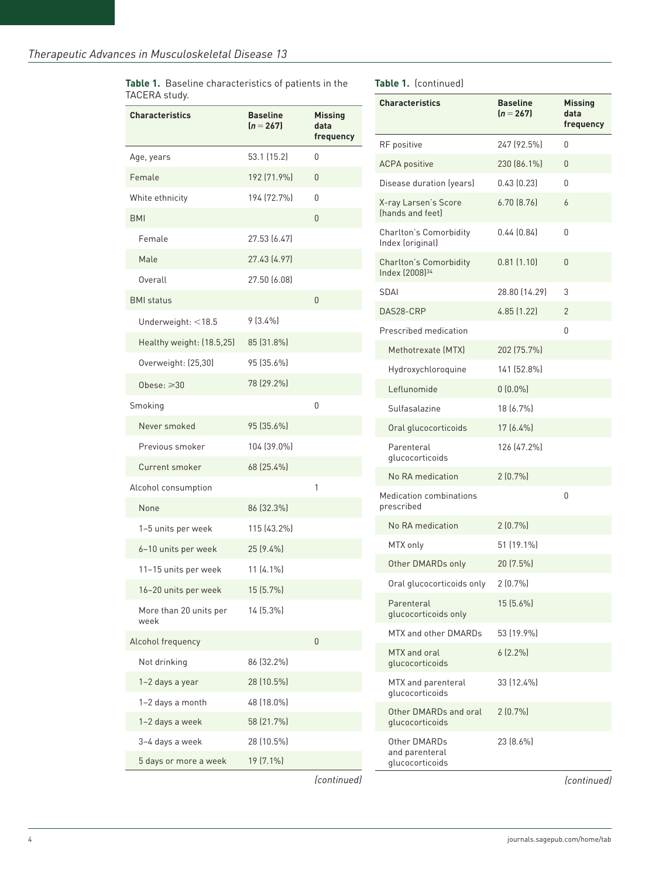**Table 1.** Baseline characteristics of patients in the TACERA study.

| Characteristics | Baseline ($n = 267$) | Missing data frequency |
|---|---|---|
| Age, years | 53.1 (15.2) | 0 |
| Female | 192 (71.9%) | 0 |
| White ethnicity | 194 (72.7%) | 0 |
| BMI | | 0 |
| Female | 27.53 (6.47) | |
| Male | 27.43 (4.97) | |
| Overall | 27.50 (6.08) | |
| BMI status | | 0 |
| Underweight: <18.5 | 9 (3.4%) | |
| Healthy weight: [18.5,25) | 85 (31.8%) | |
| Overweight: [25,30) | 95 (35.6%) | |
| Obese: ⩾30 | 78 (29.2%) | |
| Smoking | | 0 |
| Never smoked | 95 (35.6%) | |
| Previous smoker | 104 (39.0%) | |
| Current smoker | 68 (25.4%) | |
| Alcohol consumption | | 1 |
| None | 86 (32.3%) | |
| 1–5 units per week | 115 (43.2%) | |
| 6–10 units per week | 25 (9.4%) | |
| 11–15 units per week | 11 (4.1%) | |
| 16–20 units per week | 15 (5.7%) | |
| More than 20 units per week | 14 (5.3%) | |
| Alcohol frequency | | 0 |
| Not drinking | 86 (32.2%) | |
| 1–2 days a year | 28 (10.5%) | |
| 1–2 days a month | 48 (18.0%) | |
| 1–2 days a week | 58 (21.7%) | |
| 3–4 days a week | 28 (10.5%) | |
| 5 days or more a week | 19 (7.1%) | |
| RF positive | 247 (92.5%) | 0 |
| ACPA positive | 230 (86.1%) | 0 |
| Disease duration (years) | 0.43 (0.23) | 0 |
| X-ray Larsen's Score (hands and feet) | 6.70 (8.76) | 6 |
| Charlton's Comorbidity Index (original) | 0.44 (0.84) | 0 |
| Charlton's Comorbidity Index (2008)[34] | 0.81 (1.10) | 0 |
| SDAI | 28.80 (14.29) | 3 |
| DAS28-CRP | 4.85 (1.22) | 2 |
| Prescribed medication | | 0 |
| Methotrexate (MTX) | 202 (75.7%) | |
| Hydroxychloroquine | 141 (52.8%) | |
| Leflunomide | 0 (0.0%) | |
| Sulfasalazine | 18 (6.7%) | |
| Oral glucocorticoids | 17 (6.4%) | |
| Parenteral glucocorticoids | 126 (47.2%) | |
| No RA medication | 2 (0.7%) | |
| Medication combinations prescribed | | 0 |
| No RA medication | 2 (0.7%) | |
| MTX only | 51 (19.1%) | |
| Other DMARDs only | 20 (7.5%) | |
| Oral glucocorticoids only | 2 (0.7%) | |
| Parenteral glucocorticoids only | 15 (5.6%) | |
| MTX and other DMARDs | 53 (19.9%) | |
| MTX and oral glucocorticoids | 6 (2.2%) | |
| MTX and parenteral glucocorticoids | 33 (12.4%) | |
| Other DMARDs and oral glucocorticoids | 2 (0.7%) | |
| Other DMARDs and parenteral glucocorticoids | 23 (8.6%) | |

*(continued)*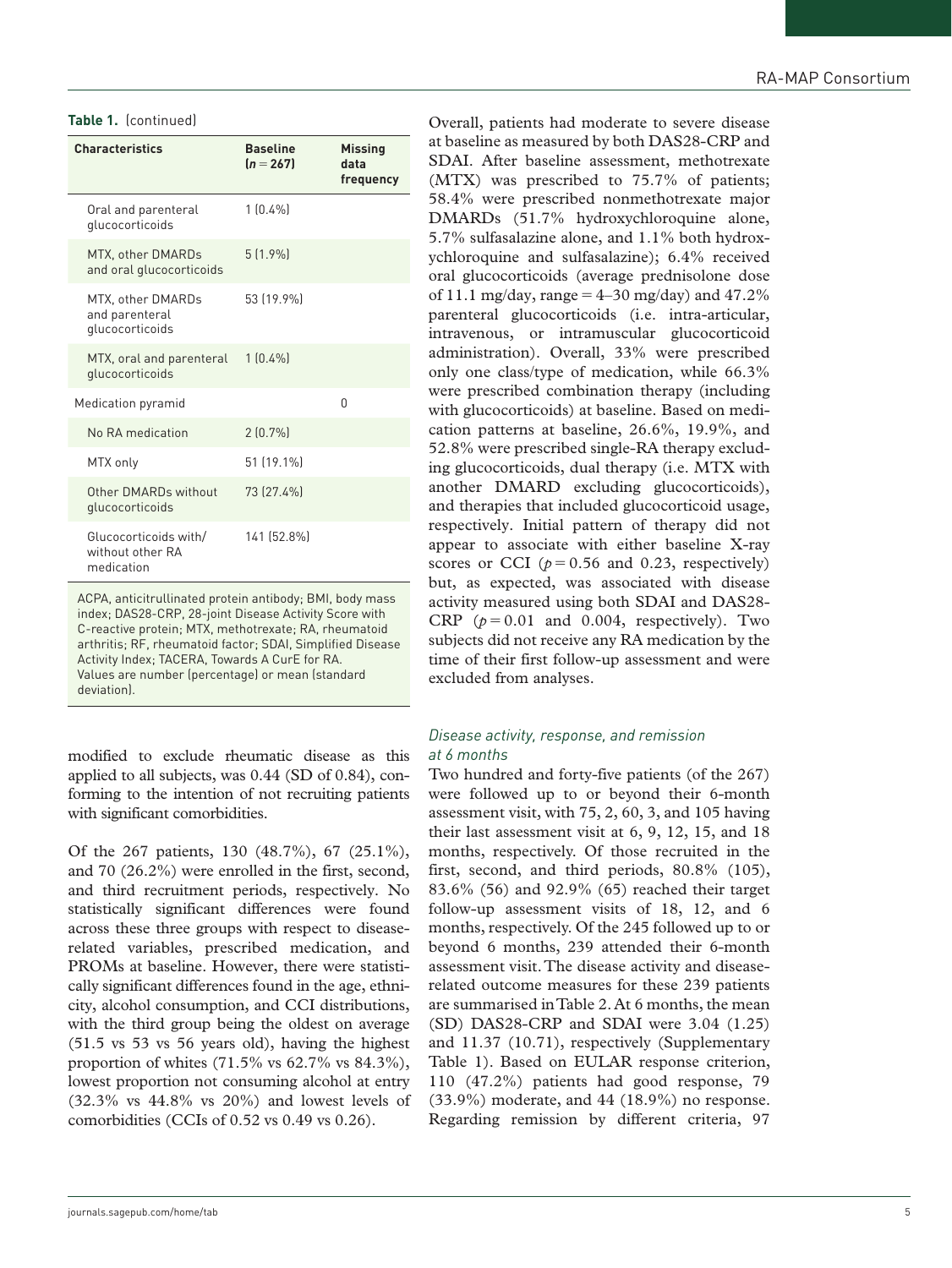**Table 1.** (continued)

| Characteristics | Baseline (*n* = 267) | Missing data frequency |
|---|---|---|
| Oral and parenteral glucocorticoids | 1 (0.4%) | |
| MTX, other DMARDs and oral glucocorticoids | 5 (1.9%) | |
| MTX, other DMARDs and parenteral glucocorticoids | 53 (19.9%) | |
| MTX, oral and parenteral glucocorticoids | 1 (0.4%) | |
| Medication pyramid | | 0 |
| No RA medication | 2 (0.7%) | |
| MTX only | 51 (19.1%) | |
| Other DMARDs without glucocorticoids | 73 (27.4%) | |
| Glucocorticoids with/without other RA medication | 141 (52.8%) | |

ACPA, anticitrullinated protein antibody; BMI, body mass index; DAS28-CRP, 28-joint Disease Activity Score with C-reactive protein; MTX, methotrexate; RA, rheumatoid arthritis; RF, rheumatoid factor; SDAI, Simplified Disease Activity Index; TACERA, Towards A CurE for RA.
Values are number (percentage) or mean (standard deviation).

modified to exclude rheumatic disease as this applied to all subjects, was 0.44 (SD of 0.84), conforming to the intention of not recruiting patients with significant comorbidities.

Of the 267 patients, 130 (48.7%), 67 (25.1%), and 70 (26.2%) were enrolled in the first, second, and third recruitment periods, respectively. No statistically significant differences were found across these three groups with respect to disease-related variables, prescribed medication, and PROMs at baseline. However, there were statistically significant differences found in the age, ethnicity, alcohol consumption, and CCI distributions, with the third group being the oldest on average (51.5 vs 53 vs 56 years old), having the highest proportion of whites (71.5% vs 62.7% vs 84.3%), lowest proportion not consuming alcohol at entry (32.3% vs 44.8% vs 20%) and lowest levels of comorbidities (CCIs of 0.52 vs 0.49 vs 0.26).

Overall, patients had moderate to severe disease at baseline as measured by both DAS28-CRP and SDAI. After baseline assessment, methotrexate (MTX) was prescribed to 75.7% of patients; 58.4% were prescribed nonmethotrexate major DMARDs (51.7% hydroxychloroquine alone, 5.7% sulfasalazine alone, and 1.1% both hydroxychloroquine and sulfasalazine); 6.4% received oral glucocorticoids (average prednisolone dose of 11.1 mg/day, range = 4–30 mg/day) and 47.2% parenteral glucocorticoids (i.e. intra-articular, intravenous, or intramuscular glucocorticoid administration). Overall, 33% were prescribed only one class/type of medication, while 66.3% were prescribed combination therapy (including with glucocorticoids) at baseline. Based on medication patterns at baseline, 26.6%, 19.9%, and 52.8% were prescribed single-RA therapy excluding glucocorticoids, dual therapy (i.e. MTX with another DMARD excluding glucocorticoids), and therapies that included glucocorticoid usage, respectively. Initial pattern of therapy did not appear to associate with either baseline X-ray scores or CCI ($p = 0.56$ and 0.23, respectively) but, as expected, was associated with disease activity measured using both SDAI and DAS28-CRP ($p = 0.01$ and 0.004, respectively). Two subjects did not receive any RA medication by the time of their first follow-up assessment and were excluded from analyses.

### *Disease activity, response, and remission at 6 months*

Two hundred and forty-five patients (of the 267) were followed up to or beyond their 6-month assessment visit, with 75, 2, 60, 3, and 105 having their last assessment visit at 6, 9, 12, 15, and 18 months, respectively. Of those recruited in the first, second, and third periods, 80.8% (105), 83.6% (56) and 92.9% (65) reached their target follow-up assessment visits of 18, 12, and 6 months, respectively. Of the 245 followed up to or beyond 6 months, 239 attended their 6-month assessment visit. The disease activity and disease-related outcome measures for these 239 patients are summarised in Table 2. At 6 months, the mean (SD) DAS28-CRP and SDAI were 3.04 (1.25) and 11.37 (10.71), respectively (Supplementary Table 1). Based on EULAR response criterion, 110 (47.2%) patients had good response, 79 (33.9%) moderate, and 44 (18.9%) no response. Regarding remission by different criteria, 97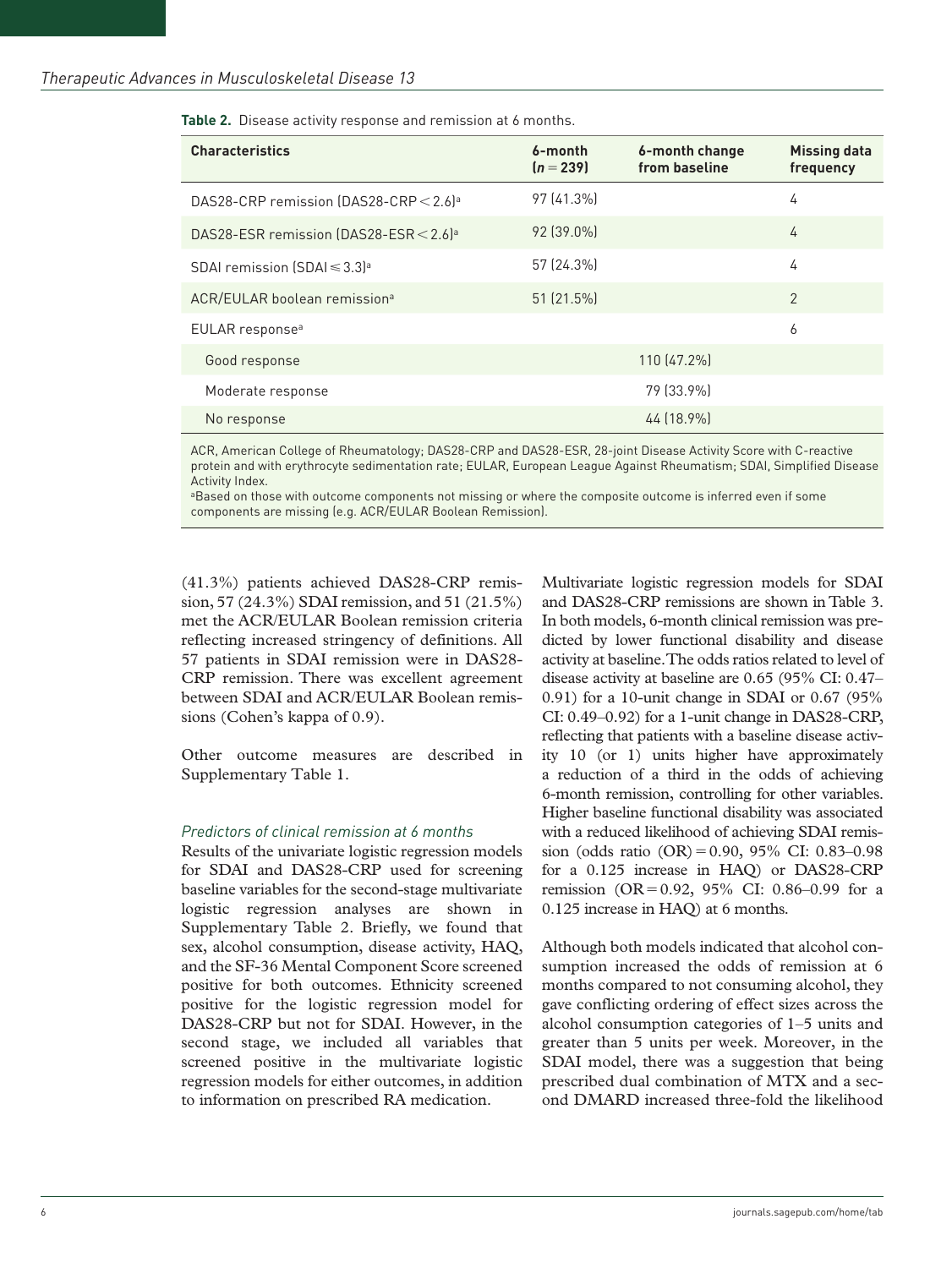**Table 2.** Disease activity response and remission at 6 months.

| Characteristics | 6-month ($n = 239$) | 6-month change from baseline | Missing data frequency |
|---|---|---|---|
| DAS28-CRP remission (DAS28-CRP < 2.6)[a] | 97 (41.3%) | | 4 |
| DAS28-ESR remission (DAS28-ESR < 2.6)[a] | 92 (39.0%) | | 4 |
| SDAI remission (SDAI ⩽ 3.3)[a] | 57 (24.3%) | | 4 |
| ACR/EULAR boolean remission[a] | 51 (21.5%) | | 2 |
| EULAR response[a] | | | 6 |
| Good response | | 110 (47.2%) | |
| Moderate response | | 79 (33.9%) | |
| No response | | 44 (18.9%) | |

ACR, American College of Rheumatology; DAS28-CRP and DAS28-ESR, 28-joint Disease Activity Score with C-reactive protein and with erythrocyte sedimentation rate; EULAR, European League Against Rheumatism; SDAI, Simplified Disease Activity Index.
[a]Based on those with outcome components not missing or where the composite outcome is inferred even if some components are missing (e.g. ACR/EULAR Boolean Remission).

(41.3%) patients achieved DAS28-CRP remission, 57 (24.3%) SDAI remission, and 51 (21.5%) met the ACR/EULAR Boolean remission criteria reflecting increased stringency of definitions. All 57 patients in SDAI remission were in DAS28-CRP remission. There was excellent agreement between SDAI and ACR/EULAR Boolean remissions (Cohen's kappa of 0.9).

Other outcome measures are described in Supplementary Table 1.

### *Predictors of clinical remission at 6 months*

Results of the univariate logistic regression models for SDAI and DAS28-CRP used for screening baseline variables for the second-stage multivariate logistic regression analyses are shown in Supplementary Table 2. Briefly, we found that sex, alcohol consumption, disease activity, HAQ, and the SF-36 Mental Component Score screened positive for both outcomes. Ethnicity screened positive for the logistic regression model for DAS28-CRP but not for SDAI. However, in the second stage, we included all variables that screened positive in the multivariate logistic regression models for either outcomes, in addition to information on prescribed RA medication.

Multivariate logistic regression models for SDAI and DAS28-CRP remissions are shown in Table 3. In both models, 6-month clinical remission was predicted by lower functional disability and disease activity at baseline. The odds ratios related to level of disease activity at baseline are 0.65 (95% CI: 0.47–0.91) for a 10-unit change in SDAI or 0.67 (95% CI: 0.49–0.92) for a 1-unit change in DAS28-CRP, reflecting that patients with a baseline disease activity 10 (or 1) units higher have approximately a reduction of a third in the odds of achieving 6-month remission, controlling for other variables. Higher baseline functional disability was associated with a reduced likelihood of achieving SDAI remission (odds ratio (OR) = 0.90, 95% CI: 0.83–0.98 for a 0.125 increase in HAQ) or DAS28-CRP remission (OR = 0.92, 95% CI: 0.86–0.99 for a 0.125 increase in HAQ) at 6 months.

Although both models indicated that alcohol consumption increased the odds of remission at 6 months compared to not consuming alcohol, they gave conflicting ordering of effect sizes across the alcohol consumption categories of 1–5 units and greater than 5 units per week. Moreover, in the SDAI model, there was a suggestion that being prescribed dual combination of MTX and a second DMARD increased three-fold the likelihood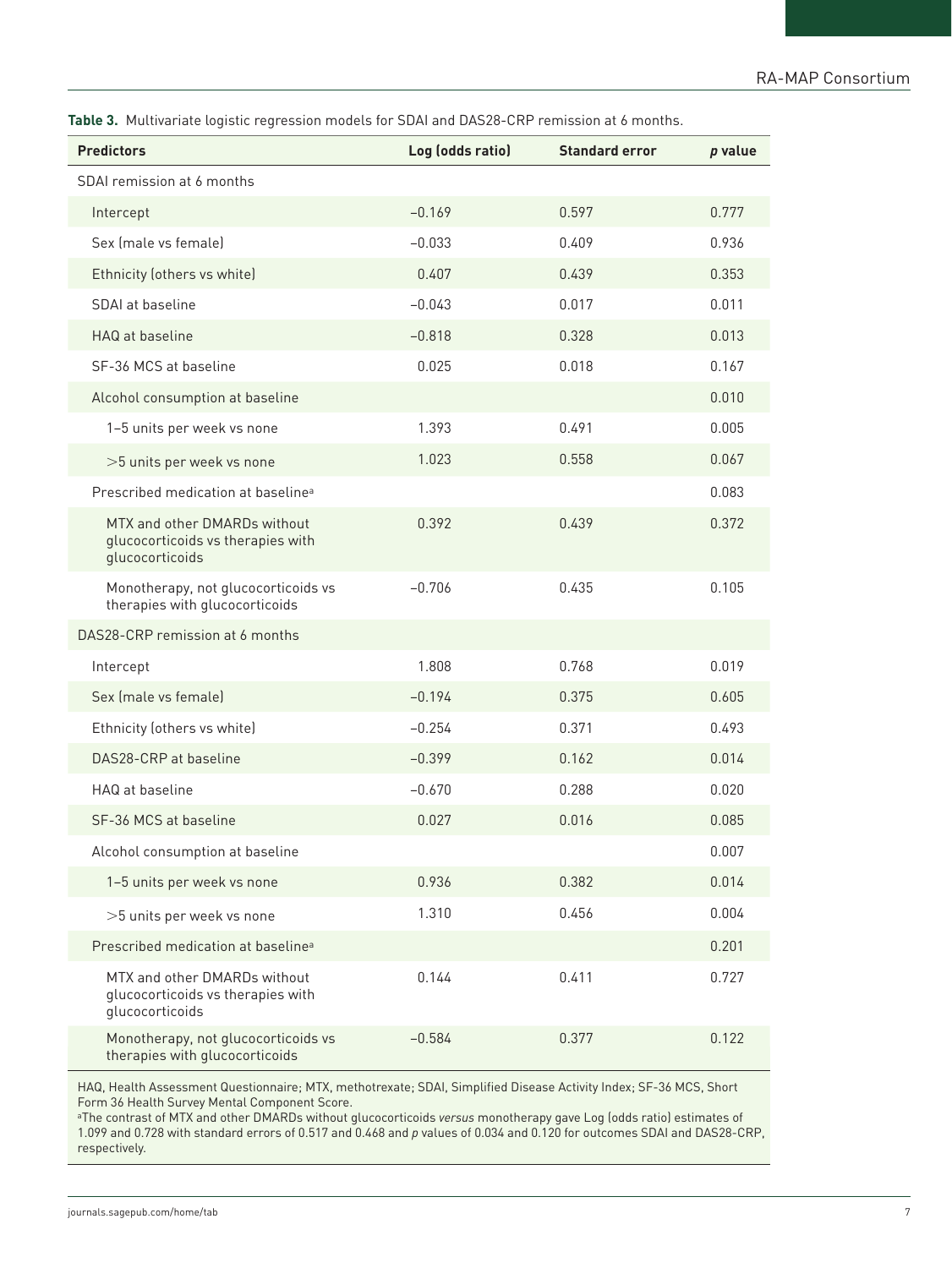**Table 3.** Multivariate logistic regression models for SDAI and DAS28-CRP remission at 6 months.

| Predictors | Log (odds ratio) | Standard error | *p* value |
|---|---|---|---|
| SDAI remission at 6 months | | | |
| Intercept | −0.169 | 0.597 | 0.777 |
| Sex (male vs female) | −0.033 | 0.409 | 0.936 |
| Ethnicity (others vs white) | 0.407 | 0.439 | 0.353 |
| SDAI at baseline | −0.043 | 0.017 | 0.011 |
| HAQ at baseline | −0.818 | 0.328 | 0.013 |
| SF-36 MCS at baseline | 0.025 | 0.018 | 0.167 |
| Alcohol consumption at baseline | | | 0.010 |
| 1–5 units per week vs none | 1.393 | 0.491 | 0.005 |
| >5 units per week vs none | 1.023 | 0.558 | 0.067 |
| Prescribed medication at baseline[a] | | | 0.083 |
| MTX and other DMARDs without glucocorticoids vs therapies with glucocorticoids | 0.392 | 0.439 | 0.372 |
| Monotherapy, not glucocorticoids vs therapies with glucocorticoids | −0.706 | 0.435 | 0.105 |
| DAS28-CRP remission at 6 months | | | |
| Intercept | 1.808 | 0.768 | 0.019 |
| Sex (male vs female) | −0.194 | 0.375 | 0.605 |
| Ethnicity (others vs white) | −0.254 | 0.371 | 0.493 |
| DAS28-CRP at baseline | −0.399 | 0.162 | 0.014 |
| HAQ at baseline | −0.670 | 0.288 | 0.020 |
| SF-36 MCS at baseline | 0.027 | 0.016 | 0.085 |
| Alcohol consumption at baseline | | | 0.007 |
| 1–5 units per week vs none | 0.936 | 0.382 | 0.014 |
| >5 units per week vs none | 1.310 | 0.456 | 0.004 |
| Prescribed medication at baseline[a] | | | 0.201 |
| MTX and other DMARDs without glucocorticoids vs therapies with glucocorticoids | 0.144 | 0.411 | 0.727 |
| Monotherapy, not glucocorticoids vs therapies with glucocorticoids | −0.584 | 0.377 | 0.122 |

HAQ, Health Assessment Questionnaire; MTX, methotrexate; SDAI, Simplified Disease Activity Index; SF-36 MCS, Short Form 36 Health Survey Mental Component Score.

[a]The contrast of MTX and other DMARDs without glucocorticoids *versus* monotherapy gave Log (odds ratio) estimates of 1.099 and 0.728 with standard errors of 0.517 and 0.468 and *p* values of 0.034 and 0.120 for outcomes SDAI and DAS28-CRP, respectively.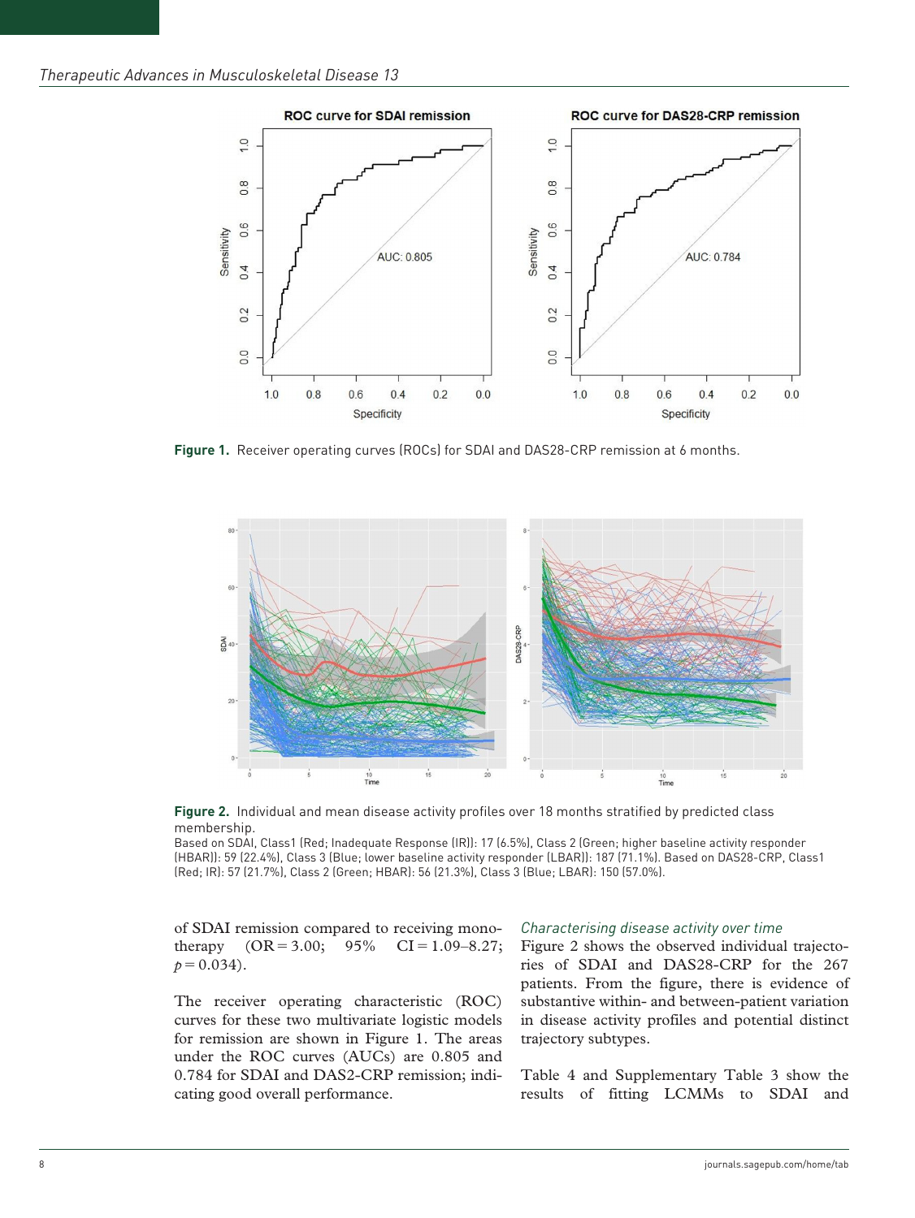**Figure 1.** Receiver operating curves (ROCs) for SDAI and DAS28-CRP remission at 6 months.

**Figure 2.** Individual and mean disease activity profiles over 18 months stratified by predicted class membership.

Based on SDAI, Class1 (Red; Inadequate Response (IR)): 17 (6.5%), Class 2 (Green; higher baseline activity responder (HBAR)): 59 (22.4%), Class 3 (Blue; lower baseline activity responder (LBAR)): 187 (71.1%). Based on DAS28-CRP, Class1 (Red; IR): 57 (21.7%), Class 2 (Green; HBAR): 56 (21.3%), Class 3 (Blue; LBAR): 150 (57.0%).

of SDAI remission compared to receiving monotherapy (OR = 3.00; 95% CI = 1.09–8.27; $p = 0.034$).

The receiver operating characteristic (ROC) curves for these two multivariate logistic models for remission are shown in Figure 1. The areas under the ROC curves (AUCs) are 0.805 and 0.784 for SDAI and DAS2-CRP remission; indicating good overall performance.

### *Characterising disease activity over time*

Figure 2 shows the observed individual trajectories of SDAI and DAS28-CRP for the 267 patients. From the figure, there is evidence of substantive within- and between-patient variation in disease activity profiles and potential distinct trajectory subtypes.

Table 4 and Supplementary Table 3 show the results of fitting LCMMs to SDAI and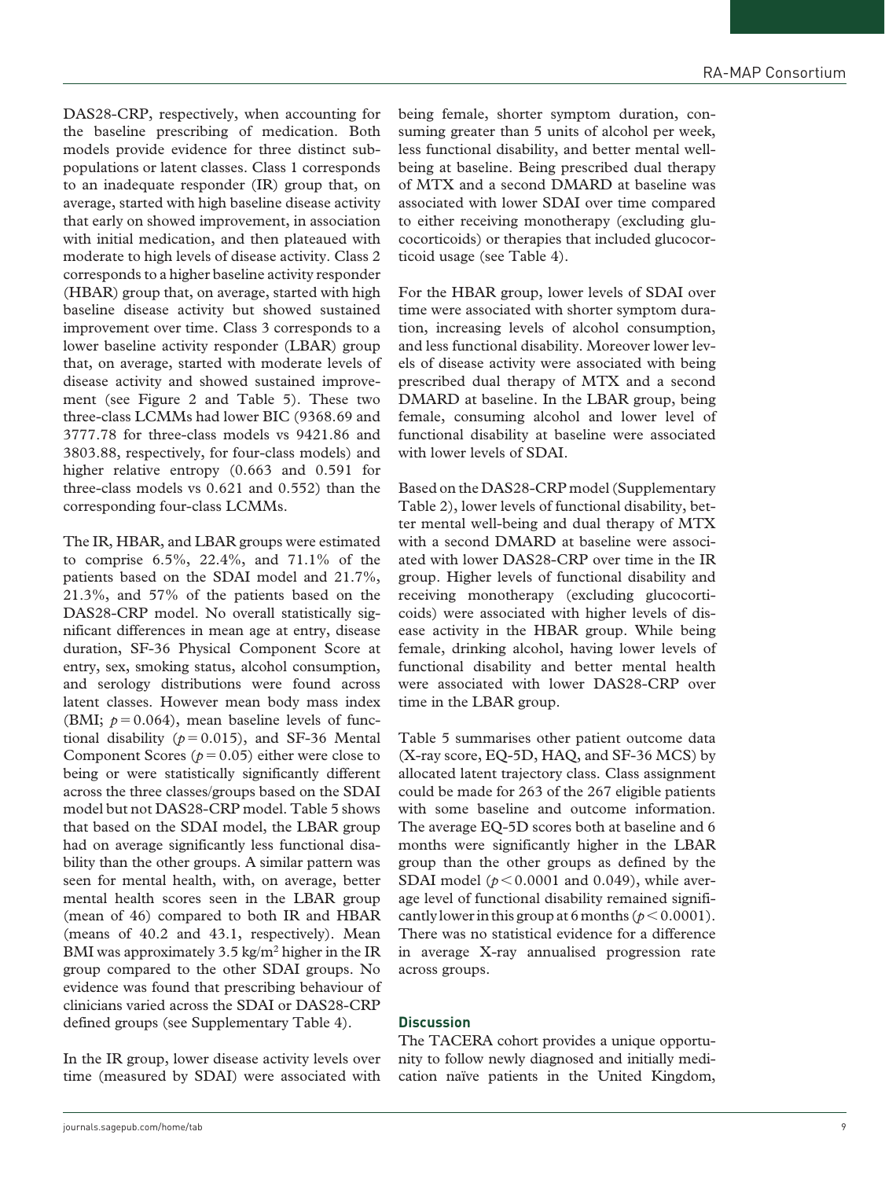DAS28-CRP, respectively, when accounting for the baseline prescribing of medication. Both models provide evidence for three distinct subpopulations or latent classes. Class 1 corresponds to an inadequate responder (IR) group that, on average, started with high baseline disease activity that early on showed improvement, in association with initial medication, and then plateaued with moderate to high levels of disease activity. Class 2 corresponds to a higher baseline activity responder (HBAR) group that, on average, started with high baseline disease activity but showed sustained improvement over time. Class 3 corresponds to a lower baseline activity responder (LBAR) group that, on average, started with moderate levels of disease activity and showed sustained improvement (see Figure 2 and Table 5). These two three-class LCMMs had lower BIC (9368.69 and 3777.78 for three-class models vs 9421.86 and 3803.88, respectively, for four-class models) and higher relative entropy (0.663 and 0.591 for three-class models vs 0.621 and 0.552) than the corresponding four-class LCMMs.

The IR, HBAR, and LBAR groups were estimated to comprise 6.5%, 22.4%, and 71.1% of the patients based on the SDAI model and 21.7%, 21.3%, and 57% of the patients based on the DAS28-CRP model. No overall statistically significant differences in mean age at entry, disease duration, SF-36 Physical Component Score at entry, sex, smoking status, alcohol consumption, and serology distributions were found across latent classes. However mean body mass index (BMI; $p = 0.064$), mean baseline levels of functional disability ($p = 0.015$), and SF-36 Mental Component Scores ($p = 0.05$) either were close to being or were statistically significantly different across the three classes/groups based on the SDAI model but not DAS28-CRP model. Table 5 shows that based on the SDAI model, the LBAR group had on average significantly less functional disability than the other groups. A similar pattern was seen for mental health, with, on average, better mental health scores seen in the LBAR group (mean of 46) compared to both IR and HBAR (means of 40.2 and 43.1, respectively). Mean BMI was approximately 3.5 kg/m$^2$ higher in the IR group compared to the other SDAI groups. No evidence was found that prescribing behaviour of clinicians varied across the SDAI or DAS28-CRP defined groups (see Supplementary Table 4).

In the IR group, lower disease activity levels over time (measured by SDAI) were associated with being female, shorter symptom duration, consuming greater than 5 units of alcohol per week, less functional disability, and better mental well-being at baseline. Being prescribed dual therapy of MTX and a second DMARD at baseline was associated with lower SDAI over time compared to either receiving monotherapy (excluding glucocorticoids) or therapies that included glucocorticoid usage (see Table 4).

For the HBAR group, lower levels of SDAI over time were associated with shorter symptom duration, increasing levels of alcohol consumption, and less functional disability. Moreover lower levels of disease activity were associated with being prescribed dual therapy of MTX and a second DMARD at baseline. In the LBAR group, being female, consuming alcohol and lower level of functional disability at baseline were associated with lower levels of SDAI.

Based on the DAS28-CRP model (Supplementary Table 2), lower levels of functional disability, better mental well-being and dual therapy of MTX with a second DMARD at baseline were associated with lower DAS28-CRP over time in the IR group. Higher levels of functional disability and receiving monotherapy (excluding glucocorticoids) were associated with higher levels of disease activity in the HBAR group. While being female, drinking alcohol, having lower levels of functional disability and better mental health were associated with lower DAS28-CRP over time in the LBAR group.

Table 5 summarises other patient outcome data (X-ray score, EQ-5D, HAQ, and SF-36 MCS) by allocated latent trajectory class. Class assignment could be made for 263 of the 267 eligible patients with some baseline and outcome information. The average EQ-5D scores both at baseline and 6 months were significantly higher in the LBAR group than the other groups as defined by the SDAI model ($p < 0.0001$ and 0.049), while average level of functional disability remained significantly lower in this group at 6 months ($p < 0.0001$). There was no statistical evidence for a difference in average X-ray annualised progression rate across groups.

## Discussion

The TACERA cohort provides a unique opportunity to follow newly diagnosed and initially medication naïve patients in the United Kingdom,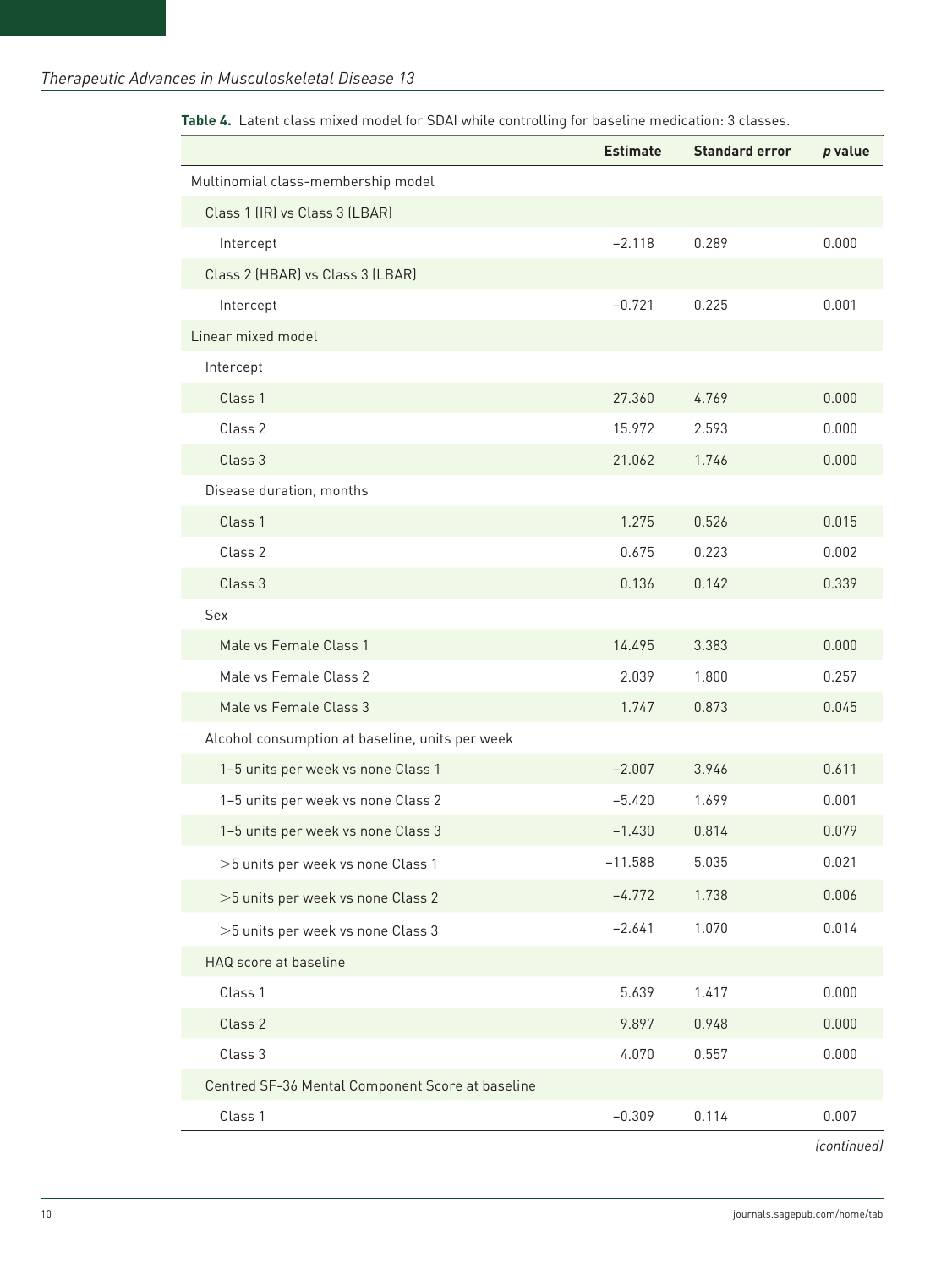**Table 4.** Latent class mixed model for SDAI while controlling for baseline medication: 3 classes.

| | Estimate | Standard error | *p* value |
|---|---|---|---|
| Multinomial class-membership model | | | |
| Class 1 (IR) vs Class 3 (LBAR) | | | |
| Intercept | −2.118 | 0.289 | 0.000 |
| Class 2 (HBAR) vs Class 3 (LBAR) | | | |
| Intercept | −0.721 | 0.225 | 0.001 |
| Linear mixed model | | | |
| Intercept | | | |
| Class 1 | 27.360 | 4.769 | 0.000 |
| Class 2 | 15.972 | 2.593 | 0.000 |
| Class 3 | 21.062 | 1.746 | 0.000 |
| Disease duration, months | | | |
| Class 1 | 1.275 | 0.526 | 0.015 |
| Class 2 | 0.675 | 0.223 | 0.002 |
| Class 3 | 0.136 | 0.142 | 0.339 |
| Sex | | | |
| Male vs Female Class 1 | 14.495 | 3.383 | 0.000 |
| Male vs Female Class 2 | 2.039 | 1.800 | 0.257 |
| Male vs Female Class 3 | 1.747 | 0.873 | 0.045 |
| Alcohol consumption at baseline, units per week | | | |
| 1–5 units per week vs none Class 1 | −2.007 | 3.946 | 0.611 |
| 1–5 units per week vs none Class 2 | −5.420 | 1.699 | 0.001 |
| 1–5 units per week vs none Class 3 | −1.430 | 0.814 | 0.079 |
| >5 units per week vs none Class 1 | −11.588 | 5.035 | 0.021 |
| >5 units per week vs none Class 2 | −4.772 | 1.738 | 0.006 |
| >5 units per week vs none Class 3 | −2.641 | 1.070 | 0.014 |
| HAQ score at baseline | | | |
| Class 1 | 5.639 | 1.417 | 0.000 |
| Class 2 | 9.897 | 0.948 | 0.000 |
| Class 3 | 4.070 | 0.557 | 0.000 |
| Centred SF-36 Mental Component Score at baseline | | | |
| Class 1 | −0.309 | 0.114 | 0.007 |

*(continued)*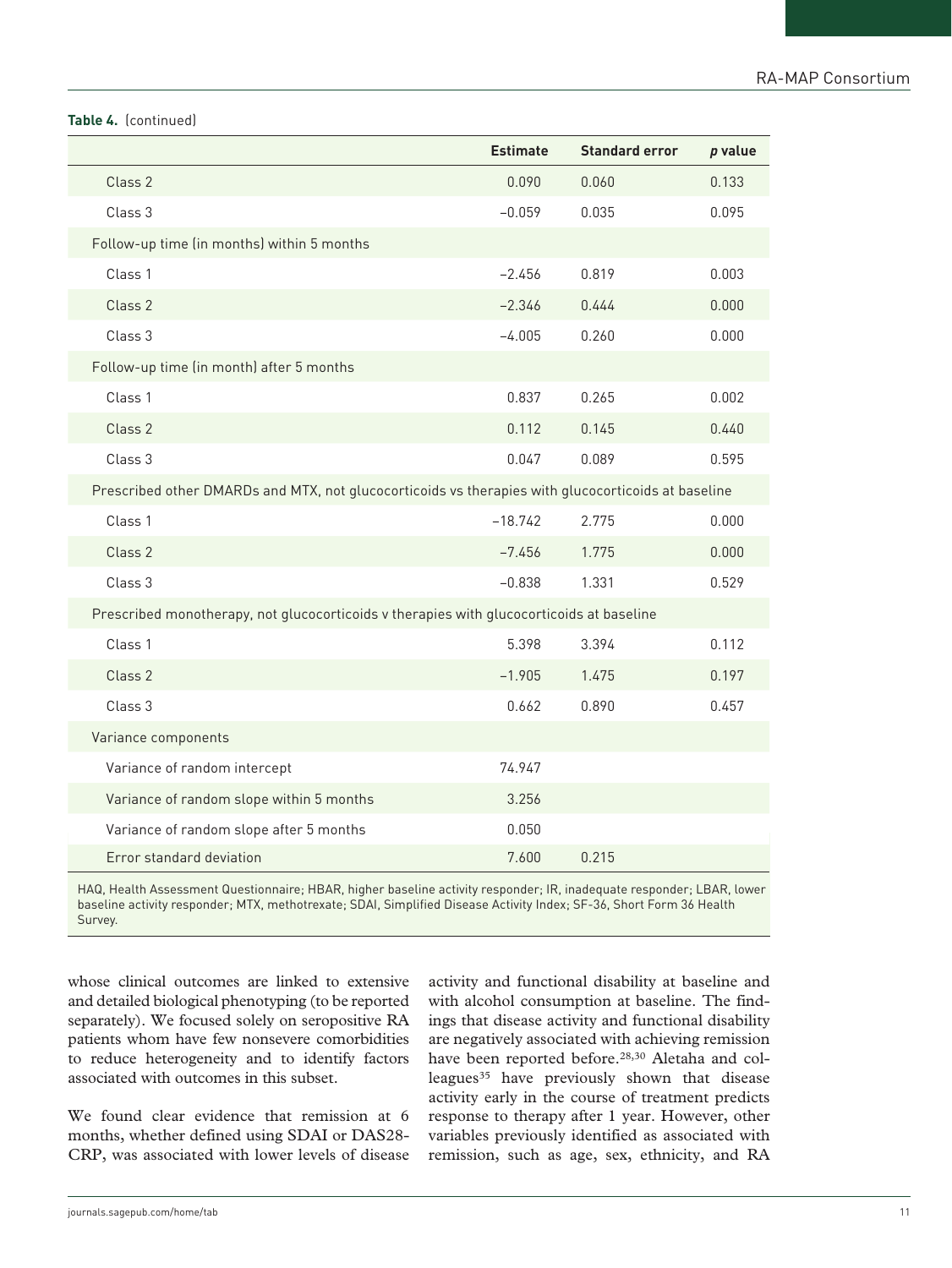**Table 4.** (continued)

| | Estimate | Standard error | *p* value |
|---|---|---|---|
| Class 2 | 0.090 | 0.060 | 0.133 |
| Class 3 | −0.059 | 0.035 | 0.095 |
| Follow-up time (in months) within 5 months | | | |
| Class 1 | −2.456 | 0.819 | 0.003 |
| Class 2 | −2.346 | 0.444 | 0.000 |
| Class 3 | −4.005 | 0.260 | 0.000 |
| Follow-up time (in month) after 5 months | | | |
| Class 1 | 0.837 | 0.265 | 0.002 |
| Class 2 | 0.112 | 0.145 | 0.440 |
| Class 3 | 0.047 | 0.089 | 0.595 |
| Prescribed other DMARDs and MTX, not glucocorticoids vs therapies with glucocorticoids at baseline | | | |
| Class 1 | −18.742 | 2.775 | 0.000 |
| Class 2 | −7.456 | 1.775 | 0.000 |
| Class 3 | −0.838 | 1.331 | 0.529 |
| Prescribed monotherapy, not glucocorticoids v therapies with glucocorticoids at baseline | | | |
| Class 1 | 5.398 | 3.394 | 0.112 |
| Class 2 | −1.905 | 1.475 | 0.197 |
| Class 3 | 0.662 | 0.890 | 0.457 |
| Variance components | | | |
| Variance of random intercept | 74.947 | | |
| Variance of random slope within 5 months | 3.256 | | |
| Variance of random slope after 5 months | 0.050 | | |
| Error standard deviation | 7.600 | 0.215 | |

HAQ, Health Assessment Questionnaire; HBAR, higher baseline activity responder; IR, inadequate responder; LBAR, lower baseline activity responder; MTX, methotrexate; SDAI, Simplified Disease Activity Index; SF-36, Short Form 36 Health Survey.

whose clinical outcomes are linked to extensive and detailed biological phenotyping (to be reported separately). We focused solely on seropositive RA patients whom have few nonsevere comorbidities to reduce heterogeneity and to identify factors associated with outcomes in this subset.

We found clear evidence that remission at 6 months, whether defined using SDAI or DAS28-CRP, was associated with lower levels of disease activity and functional disability at baseline and with alcohol consumption at baseline. The findings that disease activity and functional disability are negatively associated with achieving remission have been reported before.[28,30] Aletaha and colleagues[35] have previously shown that disease activity early in the course of treatment predicts response to therapy after 1 year. However, other variables previously identified as associated with remission, such as age, sex, ethnicity, and RA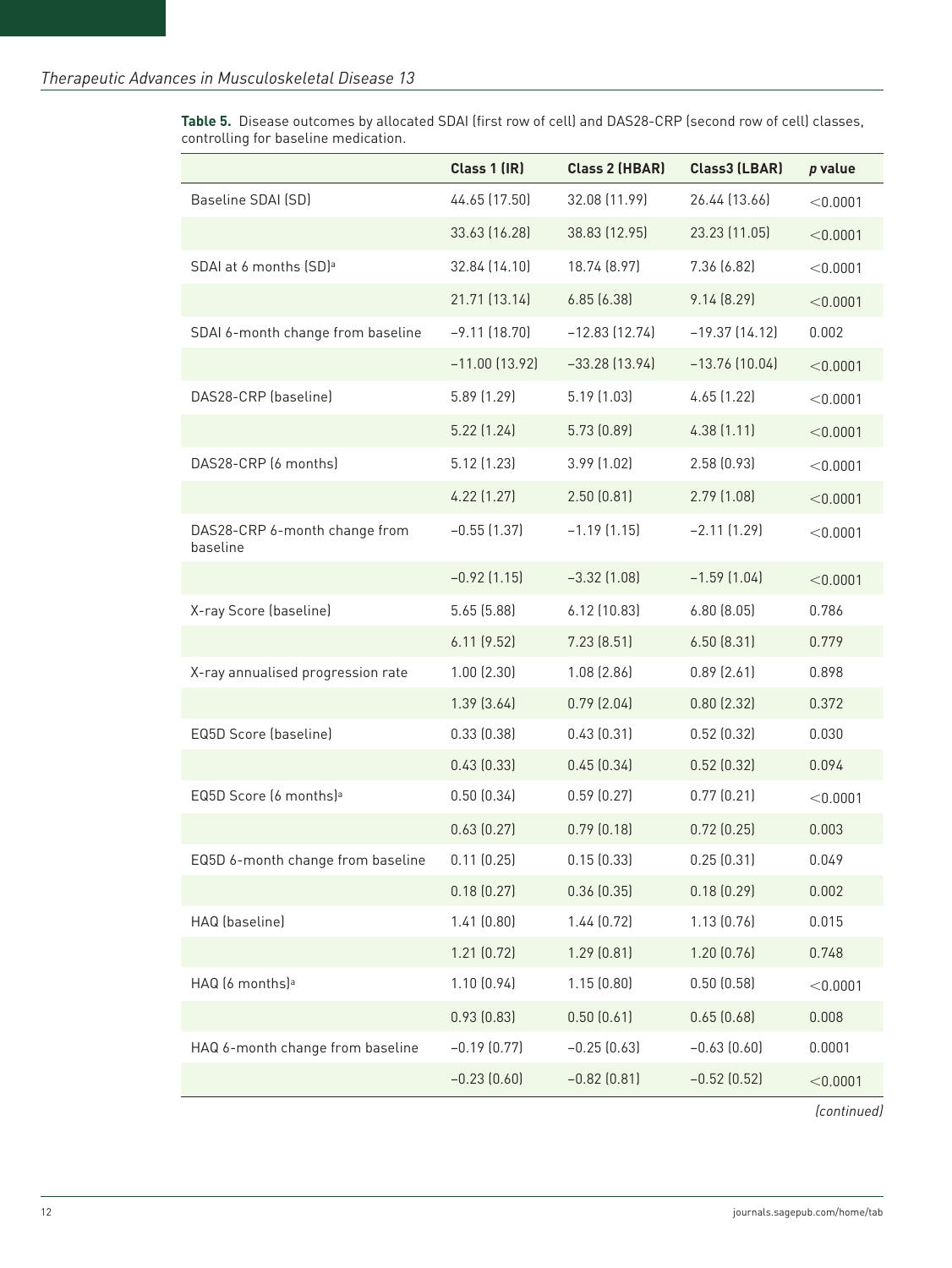**Table 5.** Disease outcomes by allocated SDAI (first row of cell) and DAS28-CRP (second row of cell) classes, controlling for baseline medication.

| | Class 1 (IR) | Class 2 (HBAR) | Class3 (LBAR) | *p* value |
|---|---|---|---|---|
| Baseline SDAI (SD) | 44.65 (17.50) | 32.08 (11.99) | 26.44 (13.66) | <0.0001 |
| | 33.63 (16.28) | 38.83 (12.95) | 23.23 (11.05) | <0.0001 |
| SDAI at 6 months (SD)[a] | 32.84 (14.10) | 18.74 (8.97) | 7.36 (6.82) | <0.0001 |
| | 21.71 (13.14) | 6.85 (6.38) | 9.14 (8.29) | <0.0001 |
| SDAI 6-month change from baseline | −9.11 (18.70) | −12.83 (12.74) | −19.37 (14.12) | 0.002 |
| | −11.00 (13.92) | −33.28 (13.94) | −13.76 (10.04) | <0.0001 |
| DAS28-CRP (baseline) | 5.89 (1.29) | 5.19 (1.03) | 4.65 (1.22) | <0.0001 |
| | 5.22 (1.24) | 5.73 (0.89) | 4.38 (1.11) | <0.0001 |
| DAS28-CRP (6 months) | 5.12 (1.23) | 3.99 (1.02) | 2.58 (0.93) | <0.0001 |
| | 4.22 (1.27) | 2.50 (0.81) | 2.79 (1.08) | <0.0001 |
| DAS28-CRP 6-month change from baseline | −0.55 (1.37) | −1.19 (1.15) | −2.11 (1.29) | <0.0001 |
| | −0.92 (1.15) | −3.32 (1.08) | −1.59 (1.04) | <0.0001 |
| X-ray Score (baseline) | 5.65 (5.88) | 6.12 (10.83) | 6.80 (8.05) | 0.786 |
| | 6.11 (9.52) | 7.23 (8.51) | 6.50 (8.31) | 0.779 |
| X-ray annualised progression rate | 1.00 (2.30) | 1.08 (2.86) | 0.89 (2.61) | 0.898 |
| | 1.39 (3.64) | 0.79 (2.04) | 0.80 (2.32) | 0.372 |
| EQ5D Score (baseline) | 0.33 (0.38) | 0.43 (0.31) | 0.52 (0.32) | 0.030 |
| | 0.43 (0.33) | 0.45 (0.34) | 0.52 (0.32) | 0.094 |
| EQ5D Score (6 months)[a] | 0.50 (0.34) | 0.59 (0.27) | 0.77 (0.21) | <0.0001 |
| | 0.63 (0.27) | 0.79 (0.18) | 0.72 (0.25) | 0.003 |
| EQ5D 6-month change from baseline | 0.11 (0.25) | 0.15 (0.33) | 0.25 (0.31) | 0.049 |
| | 0.18 (0.27) | 0.36 (0.35) | 0.18 (0.29) | 0.002 |
| HAQ (baseline) | 1.41 (0.80) | 1.44 (0.72) | 1.13 (0.76) | 0.015 |
| | 1.21 (0.72) | 1.29 (0.81) | 1.20 (0.76) | 0.748 |
| HAQ (6 months)[a] | 1.10 (0.94) | 1.15 (0.80) | 0.50 (0.58) | <0.0001 |
| | 0.93 (0.83) | 0.50 (0.61) | 0.65 (0.68) | 0.008 |
| HAQ 6-month change from baseline | −0.19 (0.77) | −0.25 (0.63) | −0.63 (0.60) | 0.0001 |
| | −0.23 (0.60) | −0.82 (0.81) | −0.52 (0.52) | <0.0001 |

*(continued)*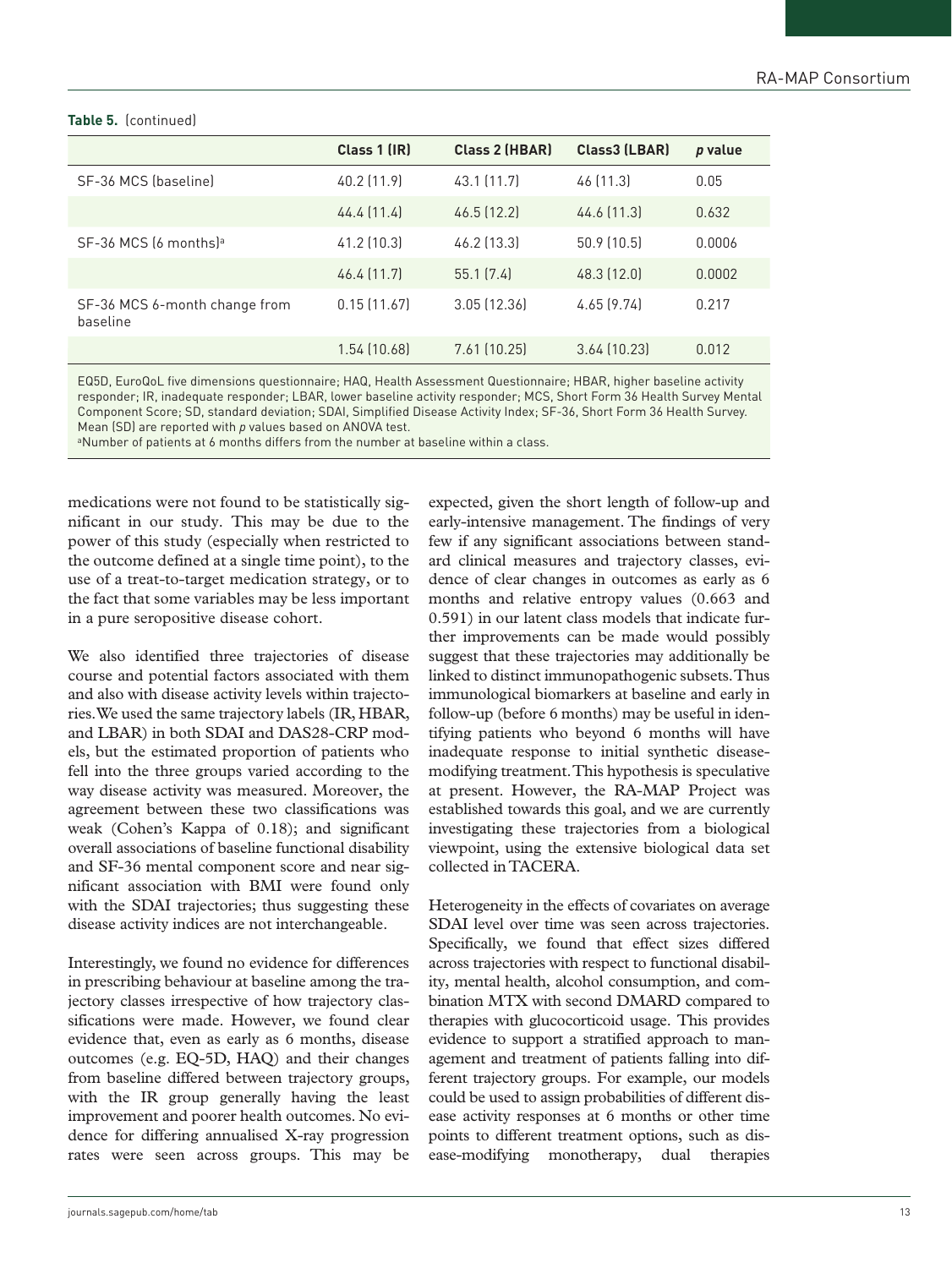**Table 5.** (continued)

| | Class 1 (IR) | Class 2 (HBAR) | Class3 (LBAR) | *p* value |
|---|---|---|---|---|
| SF-36 MCS (baseline) | 40.2 (11.9) | 43.1 (11.7) | 46 (11.3) | 0.05 |
| | 44.4 (11.4) | 46.5 (12.2) | 44.6 (11.3) | 0.632 |
| SF-36 MCS (6 months)[a] | 41.2 (10.3) | 46.2 (13.3) | 50.9 (10.5) | 0.0006 |
| | 46.4 (11.7) | 55.1 (7.4) | 48.3 (12.0) | 0.0002 |
| SF-36 MCS 6-month change from baseline | 0.15 (11.67) | 3.05 (12.36) | 4.65 (9.74) | 0.217 |
| | 1.54 (10.68) | 7.61 (10.25) | 3.64 (10.23) | 0.012 |

EQ5D, EuroQoL five dimensions questionnaire; HAQ, Health Assessment Questionnaire; HBAR, higher baseline activity responder; IR, inadequate responder; LBAR, lower baseline activity responder; MCS, Short Form 36 Health Survey Mental Component Score; SD, standard deviation; SDAI, Simplified Disease Activity Index; SF-36, Short Form 36 Health Survey. Mean (SD) are reported with *p* values based on ANOVA test.
[a]Number of patients at 6 months differs from the number at baseline within a class.

medications were not found to be statistically significant in our study. This may be due to the power of this study (especially when restricted to the outcome defined at a single time point), to the use of a treat-to-target medication strategy, or to the fact that some variables may be less important in a pure seropositive disease cohort.

We also identified three trajectories of disease course and potential factors associated with them and also with disease activity levels within trajectories. We used the same trajectory labels (IR, HBAR, and LBAR) in both SDAI and DAS28-CRP models, but the estimated proportion of patients who fell into the three groups varied according to the way disease activity was measured. Moreover, the agreement between these two classifications was weak (Cohen's Kappa of 0.18); and significant overall associations of baseline functional disability and SF-36 mental component score and near significant association with BMI were found only with the SDAI trajectories; thus suggesting these disease activity indices are not interchangeable.

Interestingly, we found no evidence for differences in prescribing behaviour at baseline among the trajectory classes irrespective of how trajectory classifications were made. However, we found clear evidence that, even as early as 6 months, disease outcomes (e.g. EQ-5D, HAQ) and their changes from baseline differed between trajectory groups, with the IR group generally having the least improvement and poorer health outcomes. No evidence for differing annualised X-ray progression rates were seen across groups. This may be expected, given the short length of follow-up and early-intensive management. The findings of very few if any significant associations between standard clinical measures and trajectory classes, evidence of clear changes in outcomes as early as 6 months and relative entropy values (0.663 and 0.591) in our latent class models that indicate further improvements can be made would possibly suggest that these trajectories may additionally be linked to distinct immunopathogenic subsets. Thus immunological biomarkers at baseline and early in follow-up (before 6 months) may be useful in identifying patients who beyond 6 months will have inadequate response to initial synthetic disease-modifying treatment. This hypothesis is speculative at present. However, the RA-MAP Project was established towards this goal, and we are currently investigating these trajectories from a biological viewpoint, using the extensive biological data set collected in TACERA.

Heterogeneity in the effects of covariates on average SDAI level over time was seen across trajectories. Specifically, we found that effect sizes differed across trajectories with respect to functional disability, mental health, alcohol consumption, and combination MTX with second DMARD compared to therapies with glucocorticoid usage. This provides evidence to support a stratified approach to management and treatment of patients falling into different trajectory groups. For example, our models could be used to assign probabilities of different disease activity responses at 6 months or other time points to different treatment options, such as disease-modifying monotherapy, dual therapies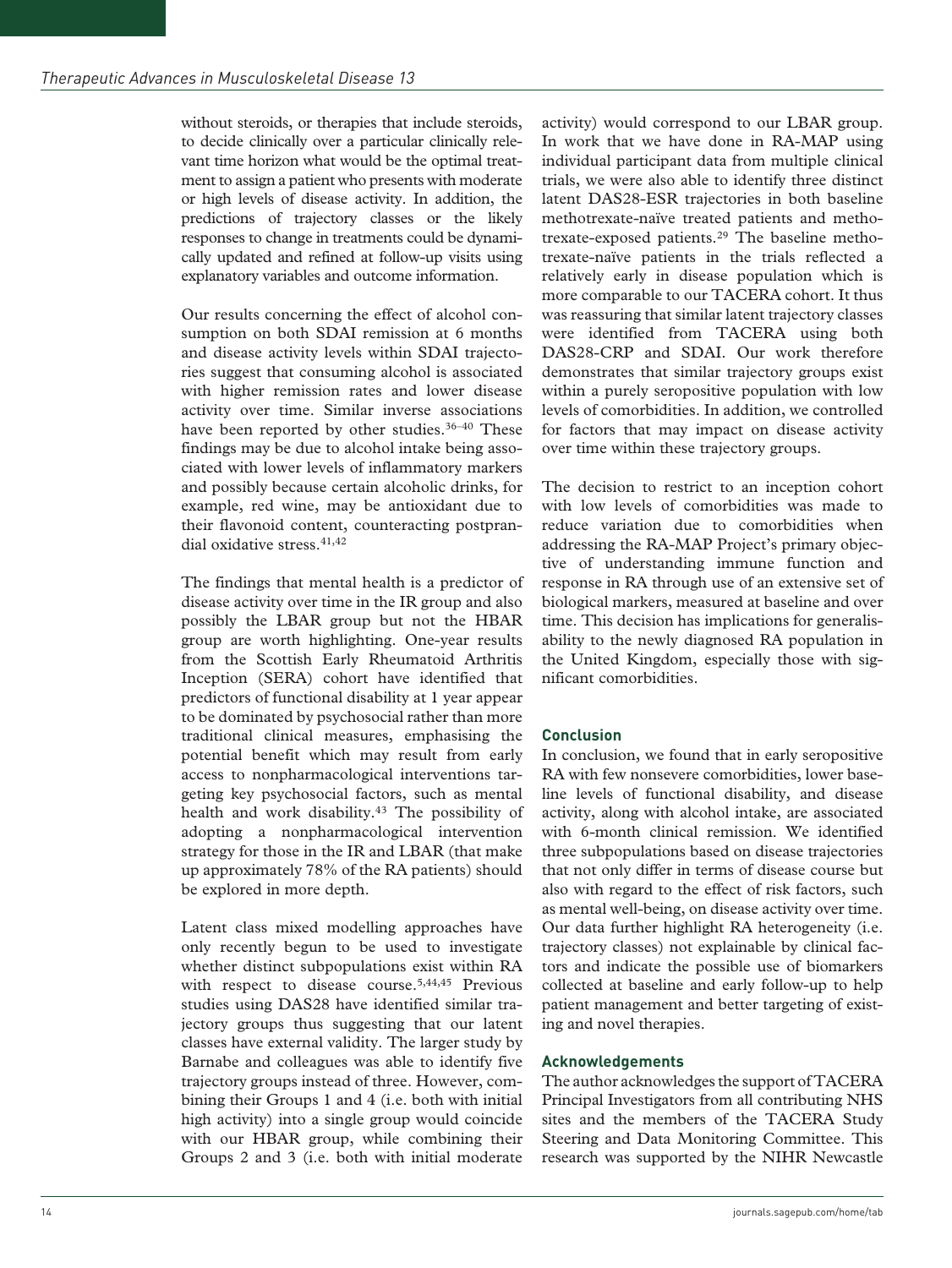without steroids, or therapies that include steroids, to decide clinically over a particular clinically relevant time horizon what would be the optimal treatment to assign a patient who presents with moderate or high levels of disease activity. In addition, the predictions of trajectory classes or the likely responses to change in treatments could be dynamically updated and refined at follow-up visits using explanatory variables and outcome information.

Our results concerning the effect of alcohol consumption on both SDAI remission at 6 months and disease activity levels within SDAI trajectories suggest that consuming alcohol is associated with higher remission rates and lower disease activity over time. Similar inverse associations have been reported by other studies.[36–40] These findings may be due to alcohol intake being associated with lower levels of inflammatory markers and possibly because certain alcoholic drinks, for example, red wine, may be antioxidant due to their flavonoid content, counteracting postprandial oxidative stress.[41,42]

The findings that mental health is a predictor of disease activity over time in the IR group and also possibly the LBAR group but not the HBAR group are worth highlighting. One-year results from the Scottish Early Rheumatoid Arthritis Inception (SERA) cohort have identified that predictors of functional disability at 1 year appear to be dominated by psychosocial rather than more traditional clinical measures, emphasising the potential benefit which may result from early access to nonpharmacological interventions targeting key psychosocial factors, such as mental health and work disability.[43] The possibility of adopting a nonpharmacological intervention strategy for those in the IR and LBAR (that make up approximately 78% of the RA patients) should be explored in more depth.

Latent class mixed modelling approaches have only recently begun to be used to investigate whether distinct subpopulations exist within RA with respect to disease course.[5,44,45] Previous studies using DAS28 have identified similar trajectory groups thus suggesting that our latent classes have external validity. The larger study by Barnabe and colleagues was able to identify five trajectory groups instead of three. However, combining their Groups 1 and 4 (i.e. both with initial high activity) into a single group would coincide with our HBAR group, while combining their Groups 2 and 3 (i.e. both with initial moderate activity) would correspond to our LBAR group. In work that we have done in RA-MAP using individual participant data from multiple clinical trials, we were also able to identify three distinct latent DAS28-ESR trajectories in both baseline methotrexate-naïve treated patients and methotrexate-exposed patients.[29] The baseline methotrexate-naïve patients in the trials reflected a relatively early in disease population which is more comparable to our TACERA cohort. It thus was reassuring that similar latent trajectory classes were identified from TACERA using both DAS28-CRP and SDAI. Our work therefore demonstrates that similar trajectory groups exist within a purely seropositive population with low levels of comorbidities. In addition, we controlled for factors that may impact on disease activity over time within these trajectory groups.

The decision to restrict to an inception cohort with low levels of comorbidities was made to reduce variation due to comorbidities when addressing the RA-MAP Project's primary objective of understanding immune function and response in RA through use of an extensive set of biological markers, measured at baseline and over time. This decision has implications for generalisability to the newly diagnosed RA population in the United Kingdom, especially those with significant comorbidities.

## Conclusion

In conclusion, we found that in early seropositive RA with few nonsevere comorbidities, lower baseline levels of functional disability, and disease activity, along with alcohol intake, are associated with 6-month clinical remission. We identified three subpopulations based on disease trajectories that not only differ in terms of disease course but also with regard to the effect of risk factors, such as mental well-being, on disease activity over time. Our data further highlight RA heterogeneity (i.e. trajectory classes) not explainable by clinical factors and indicate the possible use of biomarkers collected at baseline and early follow-up to help patient management and better targeting of existing and novel therapies.

## Acknowledgements

The author acknowledges the support of TACERA Principal Investigators from all contributing NHS sites and the members of the TACERA Study Steering and Data Monitoring Committee. This research was supported by the NIHR Newcastle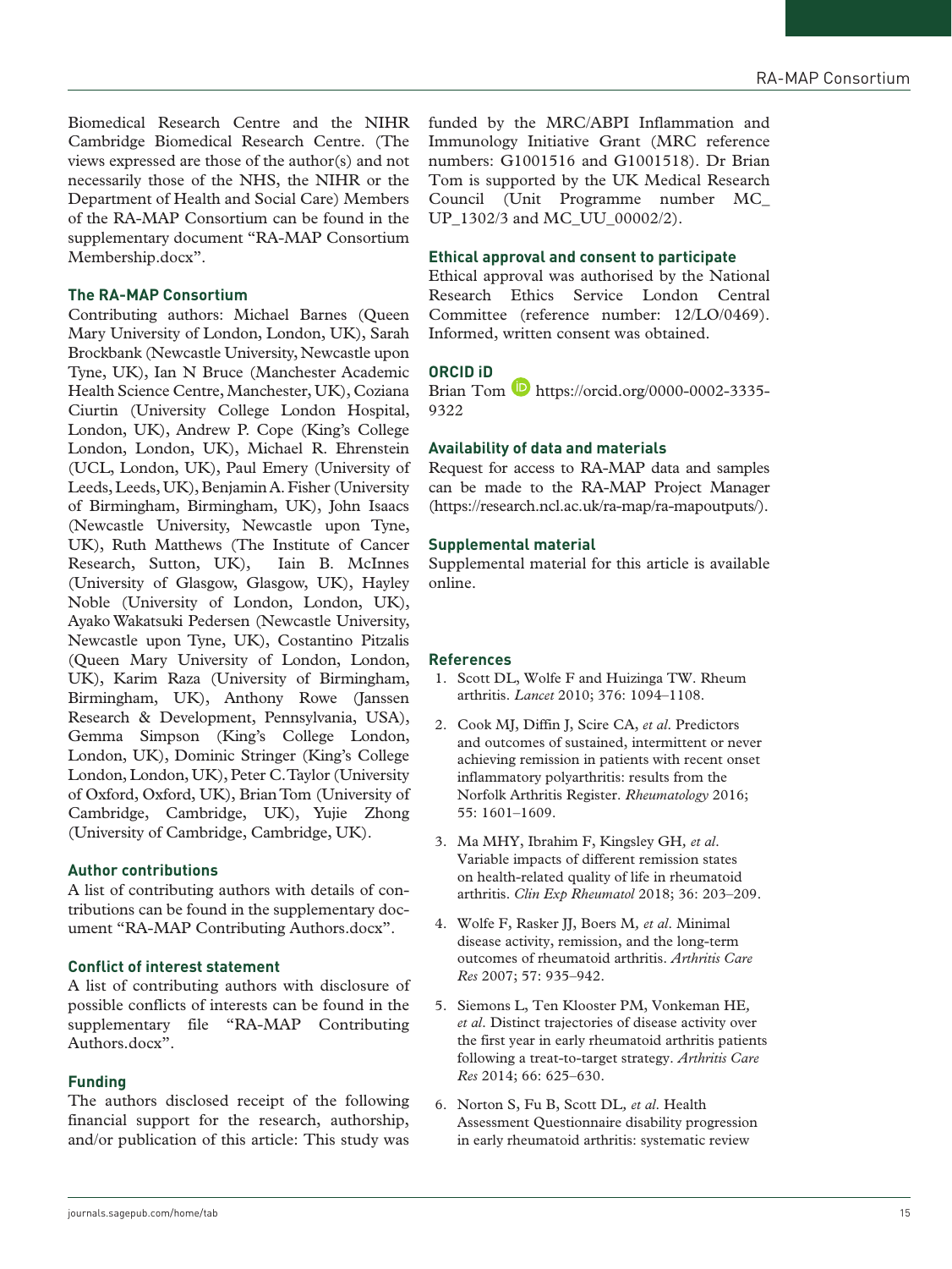Biomedical Research Centre and the NIHR Cambridge Biomedical Research Centre. (The views expressed are those of the author(s) and not necessarily those of the NHS, the NIHR or the Department of Health and Social Care) Members of the RA-MAP Consortium can be found in the supplementary document "RA-MAP Consortium Membership.docx".

### The RA-MAP Consortium

Contributing authors: Michael Barnes (Queen Mary University of London, London, UK), Sarah Brockbank (Newcastle University, Newcastle upon Tyne, UK), Ian N Bruce (Manchester Academic Health Science Centre, Manchester, UK), Coziana Ciurtin (University College London Hospital, London, UK), Andrew P. Cope (King's College London, London, UK), Michael R. Ehrenstein (UCL, London, UK), Paul Emery (University of Leeds, Leeds, UK), Benjamin A. Fisher (University of Birmingham, Birmingham, UK), John Isaacs (Newcastle University, Newcastle upon Tyne, UK), Ruth Matthews (The Institute of Cancer Research, Sutton, UK), Iain B. McInnes (University of Glasgow, Glasgow, UK), Hayley Noble (University of London, London, UK), Ayako Wakatsuki Pedersen (Newcastle University, Newcastle upon Tyne, UK), Costantino Pitzalis (Queen Mary University of London, London, UK), Karim Raza (University of Birmingham, Birmingham, UK), Anthony Rowe (Janssen Research & Development, Pennsylvania, USA), Gemma Simpson (King's College London, London, UK), Dominic Stringer (King's College London, London, UK), Peter C. Taylor (University of Oxford, Oxford, UK), Brian Tom (University of Cambridge, Cambridge, UK), Yujie Zhong (University of Cambridge, Cambridge, UK).

### Author contributions

A list of contributing authors with details of contributions can be found in the supplementary document "RA-MAP Contributing Authors.docx".

### Conflict of interest statement

A list of contributing authors with disclosure of possible conflicts of interests can be found in the supplementary file "RA-MAP Contributing Authors.docx".

### Funding

The authors disclosed receipt of the following financial support for the research, authorship, and/or publication of this article: This study was funded by the MRC/ABPI Inflammation and Immunology Initiative Grant (MRC reference numbers: G1001516 and G1001518). Dr Brian Tom is supported by the UK Medical Research Council (Unit Programme number MC_UP_1302/3 and MC_UU_00002/2).

### Ethical approval and consent to participate

Ethical approval was authorised by the National Research Ethics Service London Central Committee (reference number: 12/LO/0469). Informed, written consent was obtained.

### ORCID iD

Brian Tom https://orcid.org/0000-0002-3335-9322

### Availability of data and materials

Request for access to RA-MAP data and samples can be made to the RA-MAP Project Manager (https://research.ncl.ac.uk/ra-map/ra-mapoutputs/).

### Supplemental material

Supplemental material for this article is available online.

### References

1. Scott DL, Wolfe F and Huizinga TW. Rheum arthritis. *Lancet* 2010; 376: 1094–1108.
2. Cook MJ, Diffin J, Scire CA, *et al*. Predictors and outcomes of sustained, intermittent or never achieving remission in patients with recent onset inflammatory polyarthritis: results from the Norfolk Arthritis Register. *Rheumatology* 2016; 55: 1601–1609.
3. Ma MHY, Ibrahim F, Kingsley GH, *et al*. Variable impacts of different remission states on health-related quality of life in rheumatoid arthritis. *Clin Exp Rheumatol* 2018; 36: 203–209.
4. Wolfe F, Rasker JJ, Boers M, *et al*. Minimal disease activity, remission, and the long-term outcomes of rheumatoid arthritis. *Arthritis Care Res* 2007; 57: 935–942.
5. Siemons L, Ten Klooster PM, Vonkeman HE, *et al*. Distinct trajectories of disease activity over the first year in early rheumatoid arthritis patients following a treat-to-target strategy. *Arthritis Care Res* 2014; 66: 625–630.
6. Norton S, Fu B, Scott DL, *et al*. Health Assessment Questionnaire disability progression in early rheumatoid arthritis: systematic review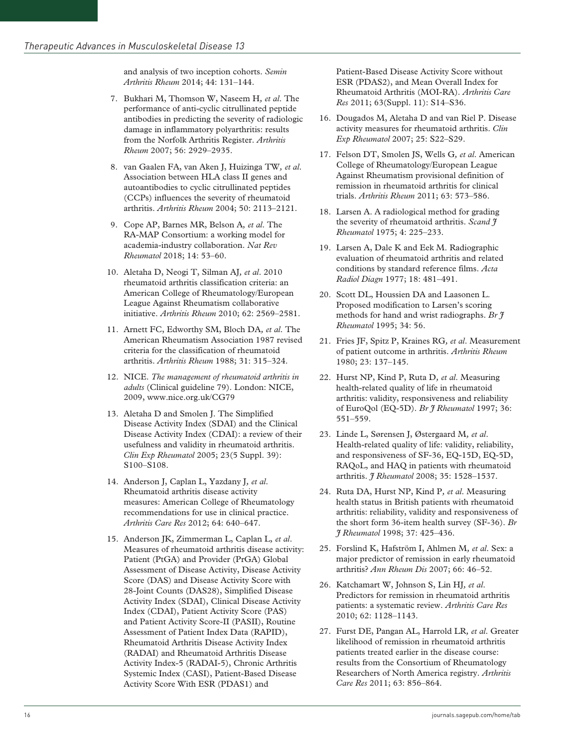and analysis of two inception cohorts. *Semin Arthritis Rheum* 2014; 44: 131–144.

7. Bukhari M, Thomson W, Naseem H*, et al*. The performance of anti-cyclic citrullinated peptide antibodies in predicting the severity of radiologic damage in inflammatory polyarthritis: results from the Norfolk Arthritis Register. *Arthritis Rheum* 2007; 56: 2929–2935.
8. van Gaalen FA, van Aken J, Huizinga TW*, et al*. Association between HLA class II genes and autoantibodies to cyclic citrullinated peptides (CCPs) influences the severity of rheumatoid arthritis. *Arthritis Rheum* 2004; 50: 2113–2121.
9. Cope AP, Barnes MR, Belson A*, et al*. The RA-MAP Consortium: a working model for academia-industry collaboration. *Nat Rev Rheumatol* 2018; 14: 53–60.
10. Aletaha D, Neogi T, Silman AJ*, et al*. 2010 rheumatoid arthritis classification criteria: an American College of Rheumatology/European League Against Rheumatism collaborative initiative. *Arthritis Rheum* 2010; 62: 2569–2581.
11. Arnett FC, Edworthy SM, Bloch DA*, et al*. The American Rheumatism Association 1987 revised criteria for the classification of rheumatoid arthritis. *Arthritis Rheum* 1988; 31: 315–324.
12. NICE. *The management of rheumatoid arthritis in adults* (Clinical guideline 79). London: NICE, 2009, www.nice.org.uk/CG79
13. Aletaha D and Smolen J. The Simplified Disease Activity Index (SDAI) and the Clinical Disease Activity Index (CDAI): a review of their usefulness and validity in rheumatoid arthritis. *Clin Exp Rheumatol* 2005; 23(5 Suppl. 39): S100–S108.
14. Anderson J, Caplan L, Yazdany J*, et al*. Rheumatoid arthritis disease activity measures: American College of Rheumatology recommendations for use in clinical practice. *Arthritis Care Res* 2012; 64: 640–647.
15. Anderson JK, Zimmerman L, Caplan L*, et al*. Measures of rheumatoid arthritis disease activity: Patient (PtGA) and Provider (PrGA) Global Assessment of Disease Activity, Disease Activity Score (DAS) and Disease Activity Score with 28-Joint Counts (DAS28), Simplified Disease Activity Index (SDAI), Clinical Disease Activity Index (CDAI), Patient Activity Score (PAS) and Patient Activity Score-II (PASII), Routine Assessment of Patient Index Data (RAPID), Rheumatoid Arthritis Disease Activity Index (RADAI) and Rheumatoid Arthritis Disease Activity Index-5 (RADAI-5), Chronic Arthritis Systemic Index (CASI), Patient-Based Disease Activity Score With ESR (PDAS1) and Patient-Based Disease Activity Score without ESR (PDAS2), and Mean Overall Index for Rheumatoid Arthritis (MOI-RA). *Arthritis Care Res* 2011; 63(Suppl. 11): S14–S36.
16. Dougados M, Aletaha D and van Riel P. Disease activity measures for rheumatoid arthritis. *Clin Exp Rheumatol* 2007; 25: S22–S29.
17. Felson DT, Smolen JS, Wells G*, et al*. American College of Rheumatology/European League Against Rheumatism provisional definition of remission in rheumatoid arthritis for clinical trials. *Arthritis Rheum* 2011; 63: 573–586.
18. Larsen A. A radiological method for grading the severity of rheumatoid arthritis. *Scand J Rheumatol* 1975; 4: 225–233.
19. Larsen A, Dale K and Eek M. Radiographic evaluation of rheumatoid arthritis and related conditions by standard reference films. *Acta Radiol Diagn* 1977; 18: 481–491.
20. Scott DL, Houssien DA and Laasonen L. Proposed modification to Larsen's scoring methods for hand and wrist radiographs. *Br J Rheumatol* 1995; 34: 56.
21. Fries JF, Spitz P, Kraines RG*, et al*. Measurement of patient outcome in arthritis. *Arthritis Rheum* 1980; 23: 137–145.
22. Hurst NP, Kind P, Ruta D*, et al*. Measuring health-related quality of life in rheumatoid arthritis: validity, responsiveness and reliability of EuroQol (EQ-5D). *Br J Rheumatol* 1997; 36: 551–559.
23. Linde L, Sørensen J, Østergaard M*, et al*. Health-related quality of life: validity, reliability, and responsiveness of SF-36, EQ-15D, EQ-5D, RAQoL, and HAQ in patients with rheumatoid arthritis. *J Rheumatol* 2008; 35: 1528–1537.
24. Ruta DA, Hurst NP, Kind P*, et al*. Measuring health status in British patients with rheumatoid arthritis: reliability, validity and responsiveness of the short form 36-item health survey (SF-36). *Br J Rheumatol* 1998; 37: 425–436.
25. Forslind K, Hafström I, Ahlmen M*, et al*. Sex: a major predictor of remission in early rheumatoid arthritis? *Ann Rheum Dis* 2007; 66: 46–52.
26. Katchamart W, Johnson S, Lin HJ*, et al*. Predictors for remission in rheumatoid arthritis patients: a systematic review. *Arthritis Care Res* 2010; 62: 1128–1143.
27. Furst DE, Pangan AL, Harrold LR*, et al*. Greater likelihood of remission in rheumatoid arthritis patients treated earlier in the disease course: results from the Consortium of Rheumatology Researchers of North America registry. *Arthritis Care Res* 2011; 63: 856–864.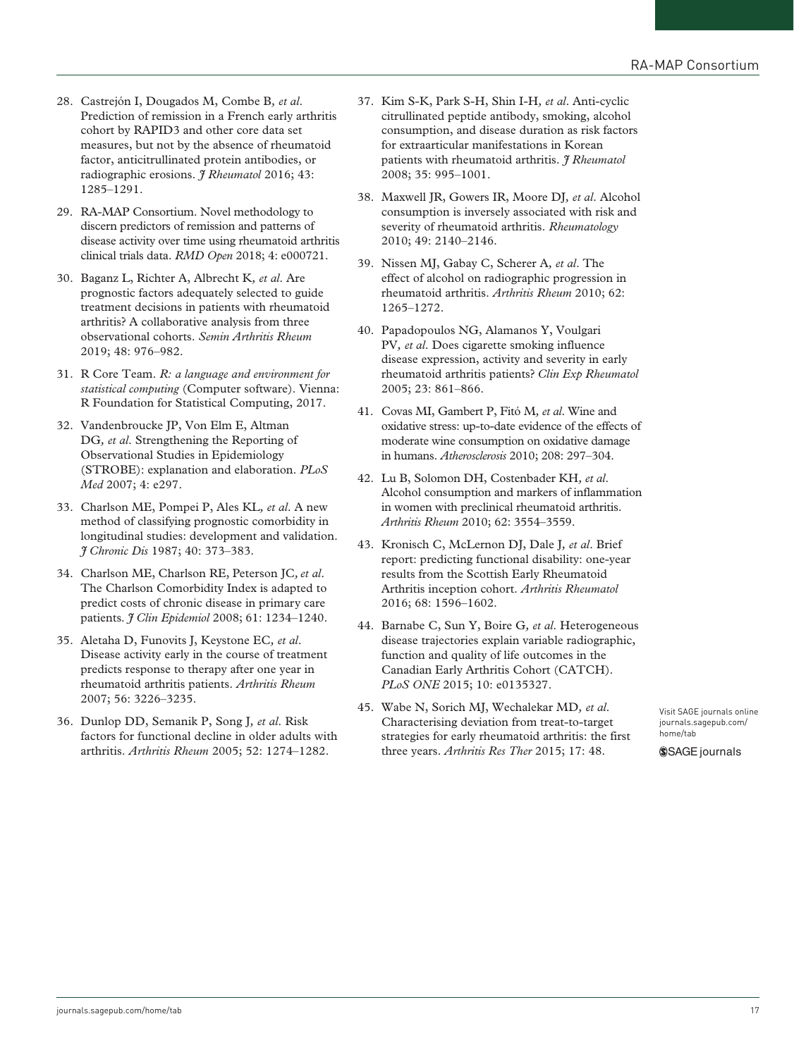28. Castrejón I, Dougados M, Combe B, *et al*. Prediction of remission in a French early arthritis cohort by RAPID3 and other core data set measures, but not by the absence of rheumatoid factor, anticitrullinated protein antibodies, or radiographic erosions. *J Rheumatol* 2016; 43: 1285–1291.

29. RA-MAP Consortium. Novel methodology to discern predictors of remission and patterns of disease activity over time using rheumatoid arthritis clinical trials data. *RMD Open* 2018; 4: e000721.

30. Baganz L, Richter A, Albrecht K, *et al*. Are prognostic factors adequately selected to guide treatment decisions in patients with rheumatoid arthritis? A collaborative analysis from three observational cohorts. *Semin Arthritis Rheum* 2019; 48: 976–982.

31. R Core Team. *R: a language and environment for statistical computing* (Computer software). Vienna: R Foundation for Statistical Computing, 2017.

32. Vandenbroucke JP, Von Elm E, Altman DG, *et al*. Strengthening the Reporting of Observational Studies in Epidemiology (STROBE): explanation and elaboration. *PLoS Med* 2007; 4: e297.

33. Charlson ME, Pompei P, Ales KL, *et al*. A new method of classifying prognostic comorbidity in longitudinal studies: development and validation. *J Chronic Dis* 1987; 40: 373–383.

34. Charlson ME, Charlson RE, Peterson JC, *et al*. The Charlson Comorbidity Index is adapted to predict costs of chronic disease in primary care patients. *J Clin Epidemiol* 2008; 61: 1234–1240.

35. Aletaha D, Funovits J, Keystone EC, *et al*. Disease activity early in the course of treatment predicts response to therapy after one year in rheumatoid arthritis patients. *Arthritis Rheum* 2007; 56: 3226–3235.

36. Dunlop DD, Semanik P, Song J, *et al*. Risk factors for functional decline in older adults with arthritis. *Arthritis Rheum* 2005; 52: 1274–1282.

37. Kim S-K, Park S-H, Shin I-H, *et al*. Anti-cyclic citrullinated peptide antibody, smoking, alcohol consumption, and disease duration as risk factors for extraarticular manifestations in Korean patients with rheumatoid arthritis. *J Rheumatol* 2008; 35: 995–1001.

38. Maxwell JR, Gowers IR, Moore DJ, *et al*. Alcohol consumption is inversely associated with risk and severity of rheumatoid arthritis. *Rheumatology* 2010; 49: 2140–2146.

39. Nissen MJ, Gabay C, Scherer A, *et al*. The effect of alcohol on radiographic progression in rheumatoid arthritis. *Arthritis Rheum* 2010; 62: 1265–1272.

40. Papadopoulos NG, Alamanos Y, Voulgari PV, *et al*. Does cigarette smoking influence disease expression, activity and severity in early rheumatoid arthritis patients? *Clin Exp Rheumatol* 2005; 23: 861–866.

41. Covas MI, Gambert P, Fitó M, *et al*. Wine and oxidative stress: up-to-date evidence of the effects of moderate wine consumption on oxidative damage in humans. *Atherosclerosis* 2010; 208: 297–304.

42. Lu B, Solomon DH, Costenbader KH, *et al*. Alcohol consumption and markers of inflammation in women with preclinical rheumatoid arthritis. *Arthritis Rheum* 2010; 62: 3554–3559.

43. Kronisch C, McLernon DJ, Dale J, *et al*. Brief report: predicting functional disability: one-year results from the Scottish Early Rheumatoid Arthritis inception cohort. *Arthritis Rheumatol* 2016; 68: 1596–1602.

44. Barnabe C, Sun Y, Boire G, *et al*. Heterogeneous disease trajectories explain variable radiographic, function and quality of life outcomes in the Canadian Early Arthritis Cohort (CATCH). *PLoS ONE* 2015; 10: e0135327.

45. Wabe N, Sorich MJ, Wechalekar MD, *et al*. Characterising deviation from treat-to-target strategies for early rheumatoid arthritis: the first three years. *Arthritis Res Ther* 2015; 17: 48.

Visit SAGE journals online journals.sagepub.com/home/tab

SAGE journals